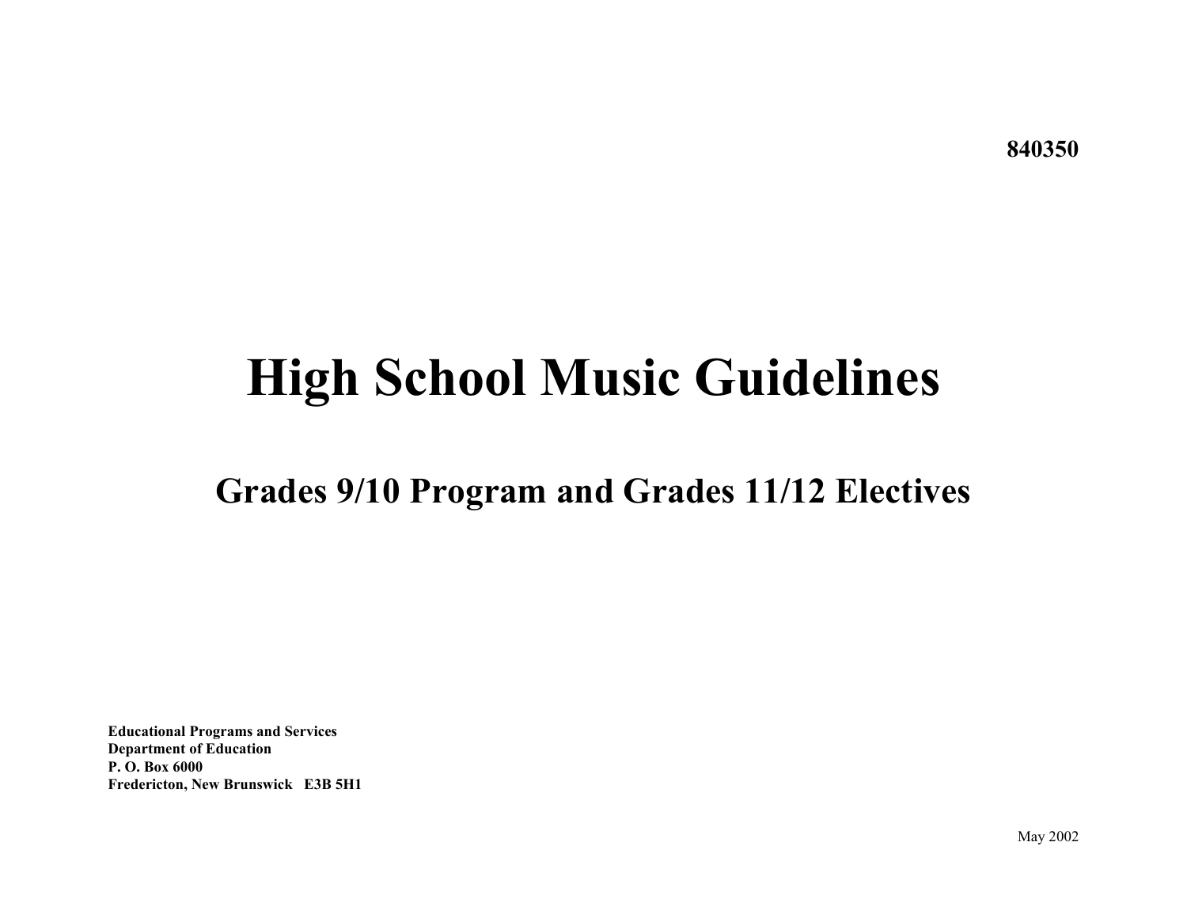**840350**

# High School Music Guidelines

## Grades 9/10 Program and Grades 11/12 Electives

**Educational Programs and Services**
**Department of Education**
**P. O. Box 6000**
**Fredericton, New Brunswick E3B 5H1**

May 2002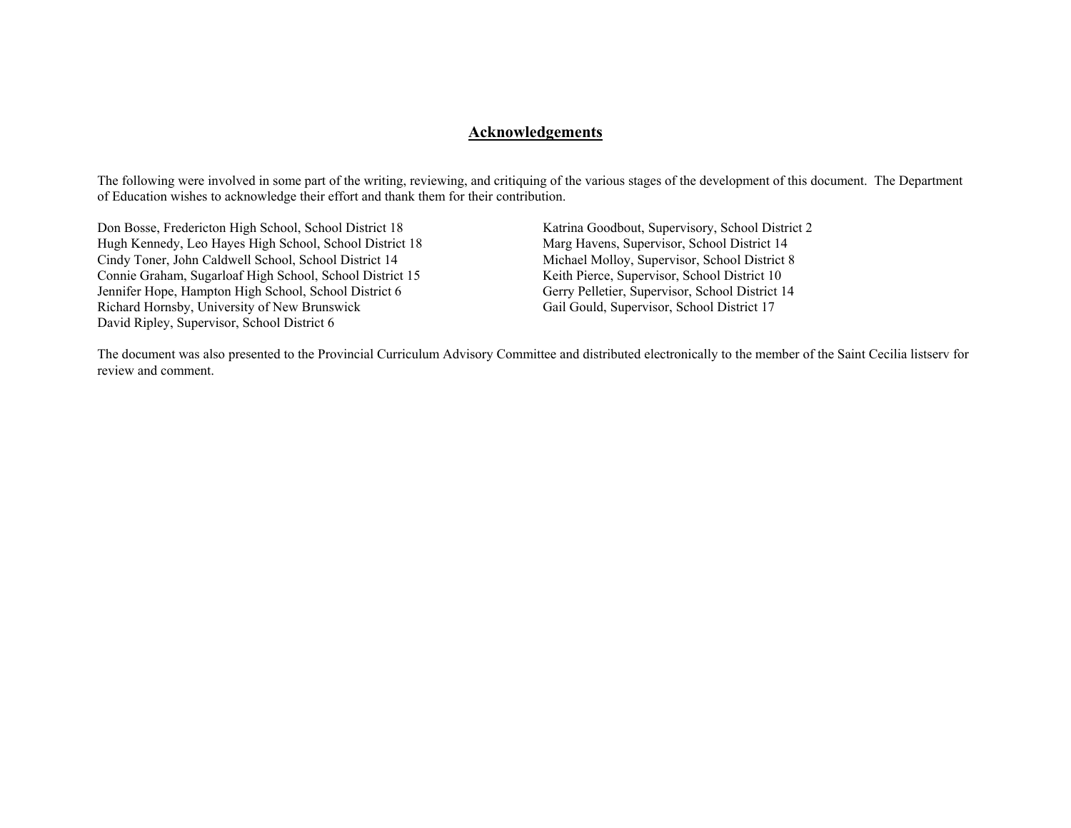## Acknowledgements

The following were involved in some part of the writing, reviewing, and critiquing of the various stages of the development of this document. The Department of Education wishes to acknowledge their effort and thank them for their contribution.

Don Bosse, Fredericton High School, School District 18
Hugh Kennedy, Leo Hayes High School, School District 18
Cindy Toner, John Caldwell School, School District 14
Connie Graham, Sugarloaf High School, School District 15
Jennifer Hope, Hampton High School, School District 6
Richard Hornsby, University of New Brunswick
David Ripley, Supervisor, School District 6
Katrina Goodbout, Supervisory, School District 2
Marg Havens, Supervisor, School District 14
Michael Molloy, Supervisor, School District 8
Keith Pierce, Supervisor, School District 10
Gerry Pelletier, Supervisor, School District 14
Gail Gould, Supervisor, School District 17

The document was also presented to the Provincial Curriculum Advisory Committee and distributed electronically to the member of the Saint Cecilia listserv for review and comment.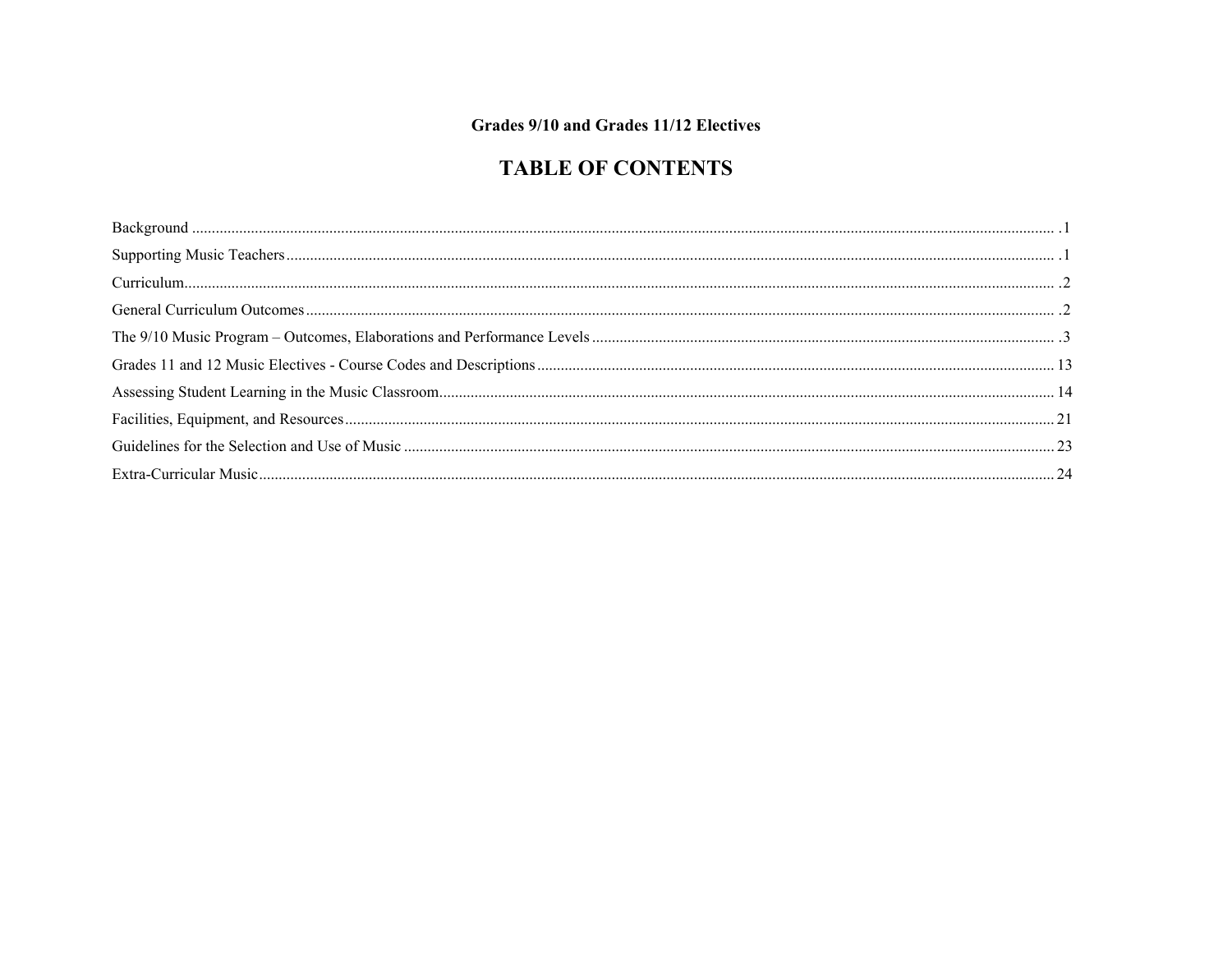**Grades 9/10 and Grades 11/12 Electives**

# TABLE OF CONTENTS

| Section | Page |
|---|---|
| Background | .1 |
| Supporting Music Teachers | .1 |
| Curriculum | .2 |
| General Curriculum Outcomes | .2 |
| The 9/10 Music Program – Outcomes, Elaborations and Performance Levels | .3 |
| Grades 11 and 12 Music Electives - Course Codes and Descriptions | 13 |
| Assessing Student Learning in the Music Classroom | 14 |
| Facilities, Equipment, and Resources | 21 |
| Guidelines for the Selection and Use of Music | 23 |
| Extra-Curricular Music | 24 |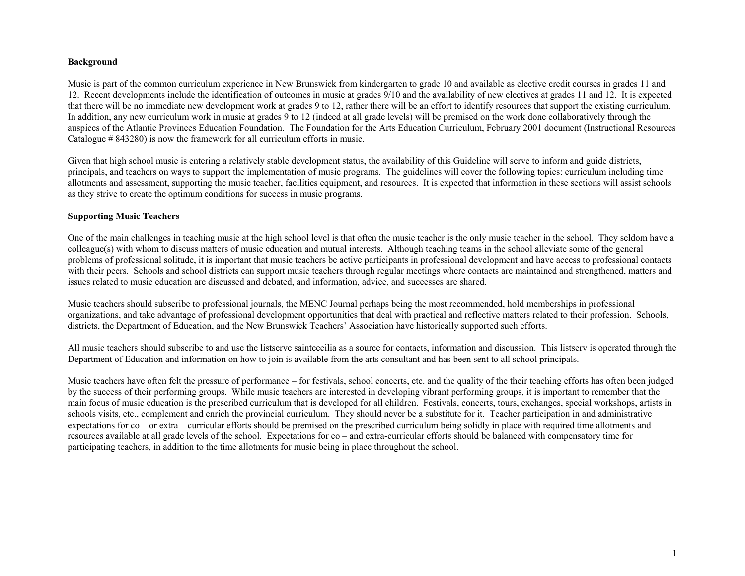**Background**

Music is part of the common curriculum experience in New Brunswick from kindergarten to grade 10 and available as elective credit courses in grades 11 and 12. Recent developments include the identification of outcomes in music at grades 9/10 and the availability of new electives at grades 11 and 12. It is expected that there will be no immediate new development work at grades 9 to 12, rather there will be an effort to identify resources that support the existing curriculum. In addition, any new curriculum work in music at grades 9 to 12 (indeed at all grade levels) will be premised on the work done collaboratively through the auspices of the Atlantic Provinces Education Foundation. The Foundation for the Arts Education Curriculum, February 2001 document (Instructional Resources Catalogue # 843280) is now the framework for all curriculum efforts in music.

Given that high school music is entering a relatively stable development status, the availability of this Guideline will serve to inform and guide districts, principals, and teachers on ways to support the implementation of music programs. The guidelines will cover the following topics: curriculum including time allotments and assessment, supporting the music teacher, facilities equipment, and resources. It is expected that information in these sections will assist schools as they strive to create the optimum conditions for success in music programs.

**Supporting Music Teachers**

One of the main challenges in teaching music at the high school level is that often the music teacher is the only music teacher in the school. They seldom have a colleague(s) with whom to discuss matters of music education and mutual interests. Although teaching teams in the school alleviate some of the general problems of professional solitude, it is important that music teachers be active participants in professional development and have access to professional contacts with their peers. Schools and school districts can support music teachers through regular meetings where contacts are maintained and strengthened, matters and issues related to music education are discussed and debated, and information, advice, and successes are shared.

Music teachers should subscribe to professional journals, the MENC Journal perhaps being the most recommended, hold memberships in professional organizations, and take advantage of professional development opportunities that deal with practical and reflective matters related to their profession. Schools, districts, the Department of Education, and the New Brunswick Teachers' Association have historically supported such efforts.

All music teachers should subscribe to and use the listserve saintcecilia as a source for contacts, information and discussion. This listserv is operated through the Department of Education and information on how to join is available from the arts consultant and has been sent to all school principals.

Music teachers have often felt the pressure of performance – for festivals, school concerts, etc. and the quality of the their teaching efforts has often been judged by the success of their performing groups. While music teachers are interested in developing vibrant performing groups, it is important to remember that the main focus of music education is the prescribed curriculum that is developed for all children. Festivals, concerts, tours, exchanges, special workshops, artists in schools visits, etc., complement and enrich the provincial curriculum. They should never be a substitute for it. Teacher participation in and administrative expectations for co – or extra – curricular efforts should be premised on the prescribed curriculum being solidly in place with required time allotments and resources available at all grade levels of the school. Expectations for co – and extra-curricular efforts should be balanced with compensatory time for participating teachers, in addition to the time allotments for music being in place throughout the school.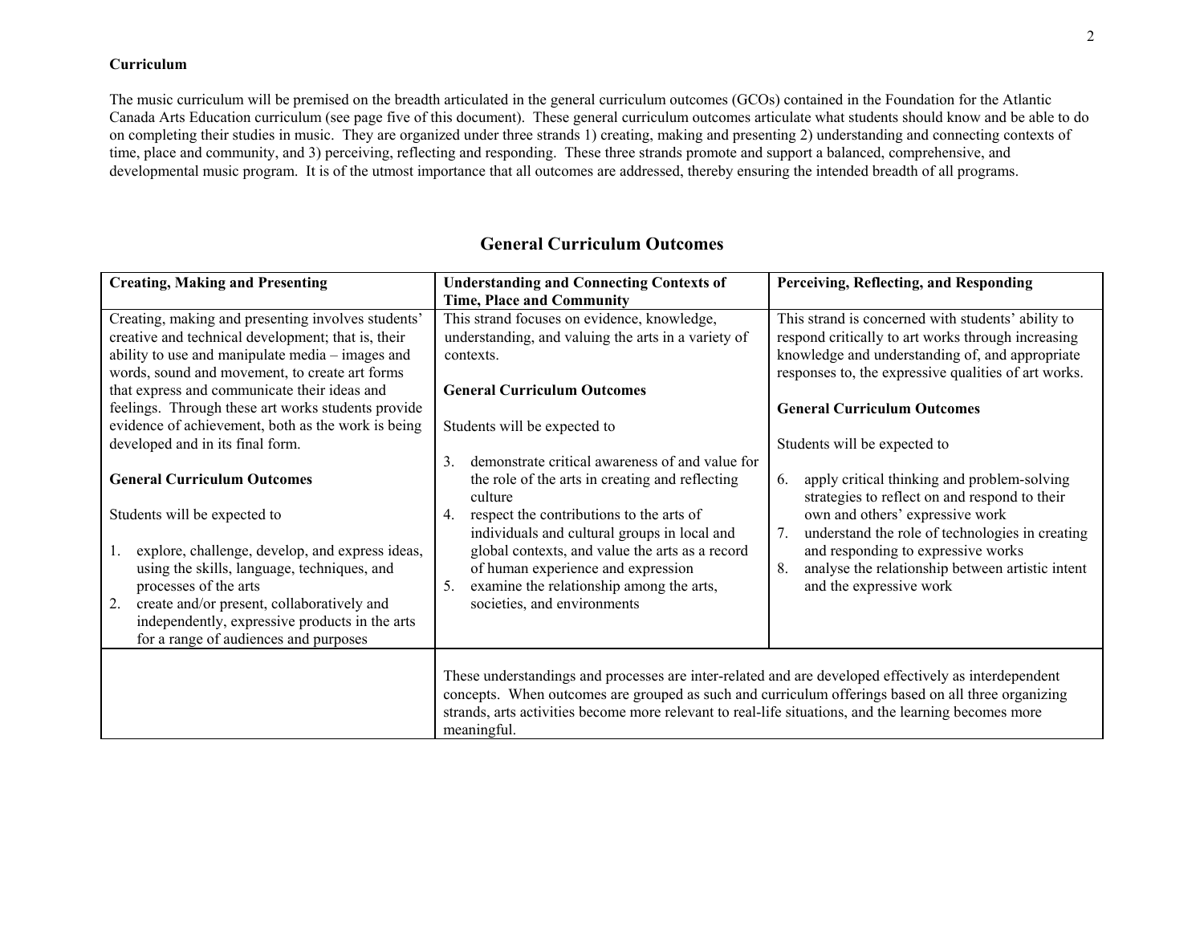### Curriculum

The music curriculum will be premised on the breadth articulated in the general curriculum outcomes (GCOs) contained in the Foundation for the Atlantic Canada Arts Education curriculum (see page five of this document). These general curriculum outcomes articulate what students should know and be able to do on completing their studies in music. They are organized under three strands 1) creating, making and presenting 2) understanding and connecting contexts of time, place and community, and 3) perceiving, reflecting and responding. These three strands promote and support a balanced, comprehensive, and developmental music program. It is of the utmost importance that all outcomes are addressed, thereby ensuring the intended breadth of all programs.

## General Curriculum Outcomes

| **Creating, Making and Presenting** | **Understanding and Connecting Contexts of Time, Place and Community** | **Perceiving, Reflecting, and Responding** |
|---|---|---|
| Creating, making and presenting involves students' creative and technical development; that is, their ability to use and manipulate media – images and words, sound and movement, to create art forms that express and communicate their ideas and feelings. Through these art works students provide evidence of achievement, both as the work is being developed and in its final form.<br><br>**General Curriculum Outcomes**<br><br>Students will be expected to<br><br>1. explore, challenge, develop, and express ideas, using the skills, language, techniques, and processes of the arts<br>2. create and/or present, collaboratively and independently, expressive products in the arts for a range of audiences and purposes | This strand focuses on evidence, knowledge, understanding, and valuing the arts in a variety of contexts.<br><br>**General Curriculum Outcomes**<br><br>Students will be expected to<br><br>3. demonstrate critical awareness of and value for the role of the arts in creating and reflecting culture<br>4. respect the contributions to the arts of individuals and cultural groups in local and global contexts, and value the arts as a record of human experience and expression<br>5. examine the relationship among the arts, societies, and environments | This strand is concerned with students' ability to respond critically to art works through increasing knowledge and understanding of, and appropriate responses to, the expressive qualities of art works.<br><br>**General Curriculum Outcomes**<br><br>Students will be expected to<br><br>6. apply critical thinking and problem-solving strategies to reflect on and respond to their own and others' expressive work<br>7. understand the role of technologies in creating and responding to expressive works<br>8. analyse the relationship between artistic intent and the expressive work |
| | These understandings and processes are inter-related and are developed effectively as interdependent concepts. When outcomes are grouped as such and curriculum offerings based on all three organizing strands, arts activities become more relevant to real-life situations, and the learning becomes more meaningful. | |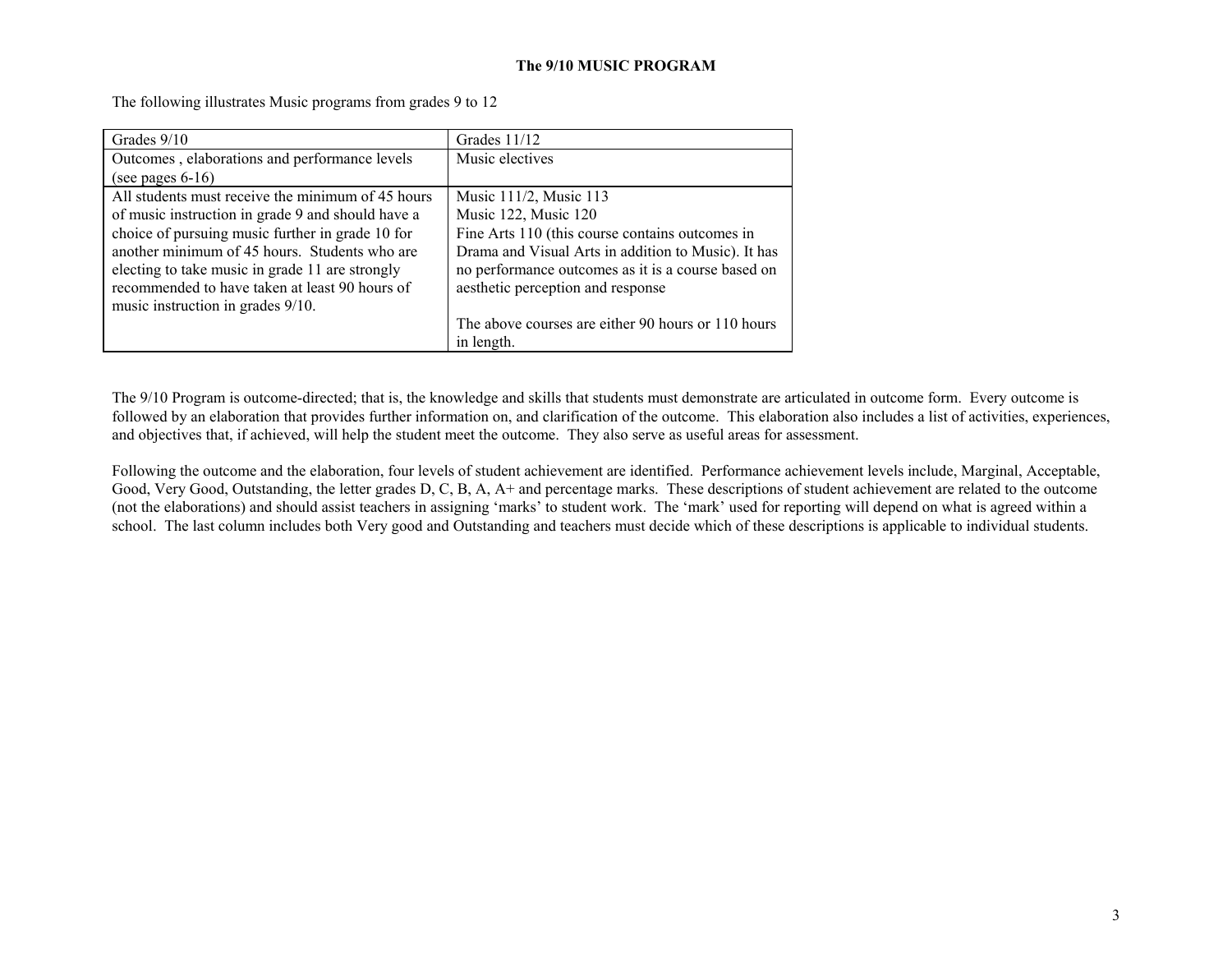# The 9/10 MUSIC PROGRAM

The following illustrates Music programs from grades 9 to 12

| Grades 9/10 | Grades 11/12 |
|---|---|
| Outcomes , elaborations and performance levels (see pages 6-16) | Music electives |
| All students must receive the minimum of 45 hours of music instruction in grade 9 and should have a choice of pursuing music further in grade 10 for another minimum of 45 hours. Students who are electing to take music in grade 11 are strongly recommended to have taken at least 90 hours of music instruction in grades 9/10. | Music 111/2, Music 113<br>Music 122, Music 120<br>Fine Arts 110 (this course contains outcomes in Drama and Visual Arts in addition to Music). It has no performance outcomes as it is a course based on aesthetic perception and response<br><br>The above courses are either 90 hours or 110 hours in length. |

The 9/10 Program is outcome-directed; that is, the knowledge and skills that students must demonstrate are articulated in outcome form. Every outcome is followed by an elaboration that provides further information on, and clarification of the outcome. This elaboration also includes a list of activities, experiences, and objectives that, if achieved, will help the student meet the outcome. They also serve as useful areas for assessment.

Following the outcome and the elaboration, four levels of student achievement are identified. Performance achievement levels include, Marginal, Acceptable, Good, Very Good, Outstanding, the letter grades D, C, B, A, A+ and percentage marks. These descriptions of student achievement are related to the outcome (not the elaborations) and should assist teachers in assigning 'marks' to student work. The 'mark' used for reporting will depend on what is agreed within a school. The last column includes both Very good and Outstanding and teachers must decide which of these descriptions is applicable to individual students.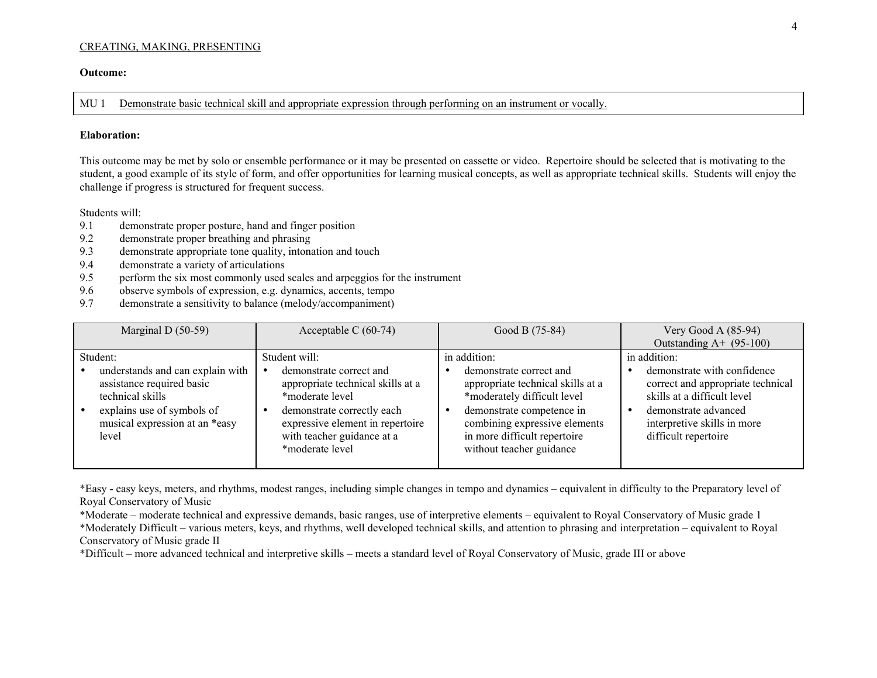CREATING, MAKING, PRESENTING

**Outcome:**

MU 1 Demonstrate basic technical skill and appropriate expression through performing on an instrument or vocally.

**Elaboration:**

This outcome may be met by solo or ensemble performance or it may be presented on cassette or video. Repertoire should be selected that is motivating to the student, a good example of its style of form, and offer opportunities for learning musical concepts, as well as appropriate technical skills. Students will enjoy the challenge if progress is structured for frequent success.

Students will:

- 9.1 demonstrate proper posture, hand and finger position
- 9.2 demonstrate proper breathing and phrasing
- 9.3 demonstrate appropriate tone quality, intonation and touch
- 9.4 demonstrate a variety of articulations
- 9.5 perform the six most commonly used scales and arpeggios for the instrument
- 9.6 observe symbols of expression, e.g. dynamics, accents, tempo
- 9.7 demonstrate a sensitivity to balance (melody/accompaniment)

| Marginal D (50-59) | Acceptable C (60-74) | Good B (75-84) | Very Good A (85-94) Outstanding A+ (95-100) |
|---|---|---|---|
| Student:<br>• understands and can explain with assistance required basic technical skills<br>• explains use of symbols of musical expression at an *easy level | Student will:<br>• demonstrate correct and appropriate technical skills at a *moderate level<br>• demonstrate correctly each expressive element in repertoire with teacher guidance at a *moderate level | in addition:<br>• demonstrate correct and appropriate technical skills at a *moderately difficult level<br>• demonstrate competence in combining expressive elements in more difficult repertoire without teacher guidance | in addition:<br>• demonstrate with confidence correct and appropriate technical skills at a difficult level<br>• demonstrate advanced interpretive skills in more difficult repertoire |

*Easy - easy keys, meters, and rhythms, modest ranges, including simple changes in tempo and dynamics – equivalent in difficulty to the Preparatory level of Royal Conservatory of Music

*Moderate – moderate technical and expressive demands, basic ranges, use of interpretive elements – equivalent to Royal Conservatory of Music grade 1

*Moderately Difficult – various meters, keys, and rhythms, well developed technical skills, and attention to phrasing and interpretation – equivalent to Royal Conservatory of Music grade II

*Difficult – more advanced technical and interpretive skills – meets a standard level of Royal Conservatory of Music, grade III or above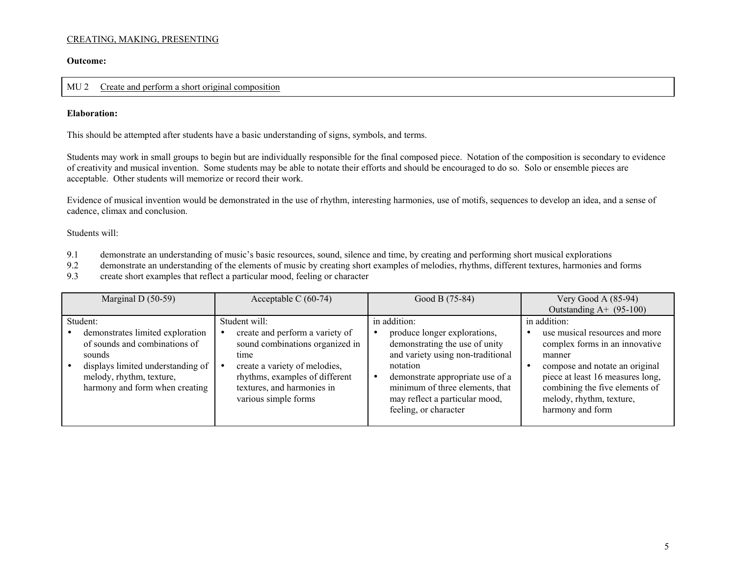CREATING, MAKING, PRESENTING

**Outcome:**

| MU 2 Create and perform a short original composition |
|---|

**Elaboration:**

This should be attempted after students have a basic understanding of signs, symbols, and terms.

Students may work in small groups to begin but are individually responsible for the final composed piece. Notation of the composition is secondary to evidence of creativity and musical invention. Some students may be able to notate their efforts and should be encouraged to do so. Solo or ensemble pieces are acceptable. Other students will memorize or record their work.

Evidence of musical invention would be demonstrated in the use of rhythm, interesting harmonies, use of motifs, sequences to develop an idea, and a sense of cadence, climax and conclusion.

Students will:

9.1 demonstrate an understanding of music's basic resources, sound, silence and time, by creating and performing short musical explorations
9.2 demonstrate an understanding of the elements of music by creating short examples of melodies, rhythms, different textures, harmonies and forms
9.3 create short examples that reflect a particular mood, feeling or character

| Marginal D (50-59) | Acceptable C (60-74) | Good B (75-84) | Very Good A (85-94) Outstanding A+ (95-100) |
|---|---|---|---|
| Student:<br>• demonstrates limited exploration of sounds and combinations of sounds<br>• displays limited understanding of melody, rhythm, texture, harmony and form when creating | Student will:<br>• create and perform a variety of sound combinations organized in time<br>• create a variety of melodies, rhythms, examples of different textures, and harmonies in various simple forms | in addition:<br>• produce longer explorations, demonstrating the use of unity and variety using non-traditional notation<br>• demonstrate appropriate use of a minimum of three elements, that may reflect a particular mood, feeling, or character | in addition:<br>• use musical resources and more complex forms in an innovative manner<br>• compose and notate an original piece at least 16 measures long, combining the five elements of melody, rhythm, texture, harmony and form |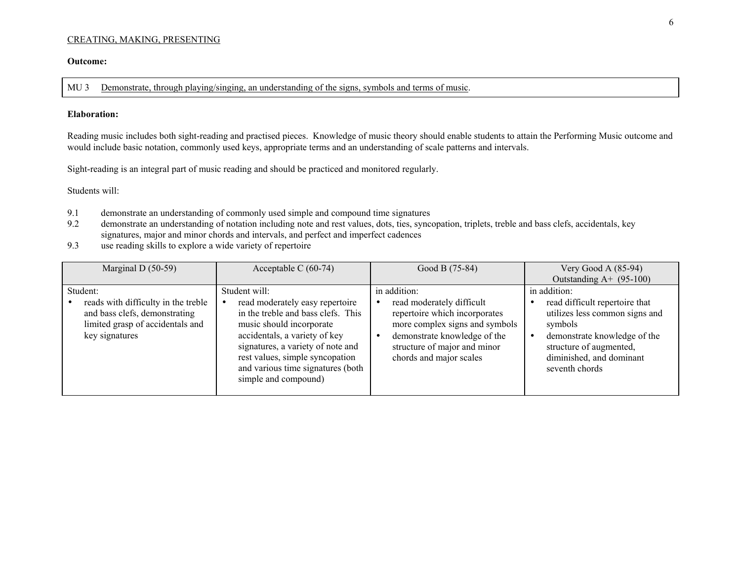CREATING, MAKING, PRESENTING

**Outcome:**

MU 3 Demonstrate, through playing/singing, an understanding of the signs, symbols and terms of music.

**Elaboration:**

Reading music includes both sight-reading and practised pieces. Knowledge of music theory should enable students to attain the Performing Music outcome and would include basic notation, commonly used keys, appropriate terms and an understanding of scale patterns and intervals.

Sight-reading is an integral part of music reading and should be practiced and monitored regularly.

Students will:

9.1 demonstrate an understanding of commonly used simple and compound time signatures
9.2 demonstrate an understanding of notation including note and rest values, dots, ties, syncopation, triplets, treble and bass clefs, accidentals, key signatures, major and minor chords and intervals, and perfect and imperfect cadences
9.3 use reading skills to explore a wide variety of repertoire

| Marginal D (50-59) | Acceptable C (60-74) | Good B (75-84) | Very Good A (85-94) Outstanding A+ (95-100) |
|---|---|---|---|
| Student:<br>• reads with difficulty in the treble and bass clefs, demonstrating limited grasp of accidentals and key signatures | Student will:<br>• read moderately easy repertoire in the treble and bass clefs. This music should incorporate accidentals, a variety of key signatures, a variety of note and rest values, simple syncopation and various time signatures (both simple and compound) | in addition:<br>• read moderately difficult repertoire which incorporates more complex signs and symbols<br>• demonstrate knowledge of the structure of major and minor chords and major scales | in addition:<br>• read difficult repertoire that utilizes less common signs and symbols<br>• demonstrate knowledge of the structure of augmented, diminished, and dominant seventh chords |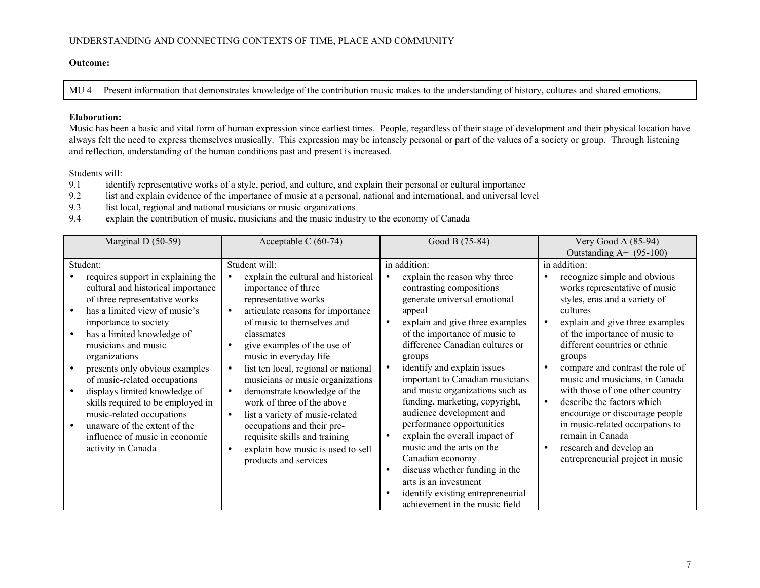UNDERSTANDING AND CONNECTING CONTEXTS OF TIME, PLACE AND COMMUNITY

**Outcome:**

| MU 4 Present information that demonstrates knowledge of the contribution music makes to the understanding of history, cultures and shared emotions. |
|---|

**Elaboration:**
Music has been a basic and vital form of human expression since earliest times. People, regardless of their stage of development and their physical location have always felt the need to express themselves musically. This expression may be intensely personal or part of the values of a society or group. Through listening and reflection, understanding of the human conditions past and present is increased.

Students will:

9.1 identify representative works of a style, period, and culture, and explain their personal or cultural importance
9.2 list and explain evidence of the importance of music at a personal, national and international, and universal level
9.3 list local, regional and national musicians or music organizations
9.4 explain the contribution of music, musicians and the music industry to the economy of Canada

| Marginal D (50-59) | Acceptable C (60-74) | Good B (75-84) | Very Good A (85-94)<br>Outstanding A+ (95-100) |
|---|---|---|---|
| Student:<br>• requires support in explaining the cultural and historical importance of three representative works<br>• has a limited view of music's importance to society<br>• has a limited knowledge of musicians and music organizations<br>• presents only obvious examples of music-related occupations<br>• displays limited knowledge of skills required to be employed in music-related occupations<br>• unaware of the extent of the influence of music in economic activity in Canada | Student will:<br>• explain the cultural and historical importance of three representative works<br>• articulate reasons for importance of music to themselves and classmates<br>• give examples of the use of music in everyday life<br>• list ten local, regional or national musicians or music organizations<br>• demonstrate knowledge of the work of three of the above<br>• list a variety of music-related occupations and their pre-requisite skills and training<br>• explain how music is used to sell products and services | in addition:<br>• explain the reason why three contrasting compositions generate universal emotional appeal<br>• explain and give three examples of the importance of music to difference Canadian cultures or groups<br>• identify and explain issues important to Canadian musicians and music organizations such as funding, marketing, copyright, audience development and performance opportunities<br>• explain the overall impact of music and the arts on the Canadian economy<br>• discuss whether funding in the arts is an investment<br>• identify existing entrepreneurial achievement in the music field | in addition:<br>• recognize simple and obvious works representative of music styles, eras and a variety of cultures<br>• explain and give three examples of the importance of music to different countries or ethnic groups<br>• compare and contrast the role of music and musicians, in Canada with those of one other country<br>• describe the factors which encourage or discourage people in music-related occupations to remain in Canada<br>• research and develop an entrepreneurial project in music |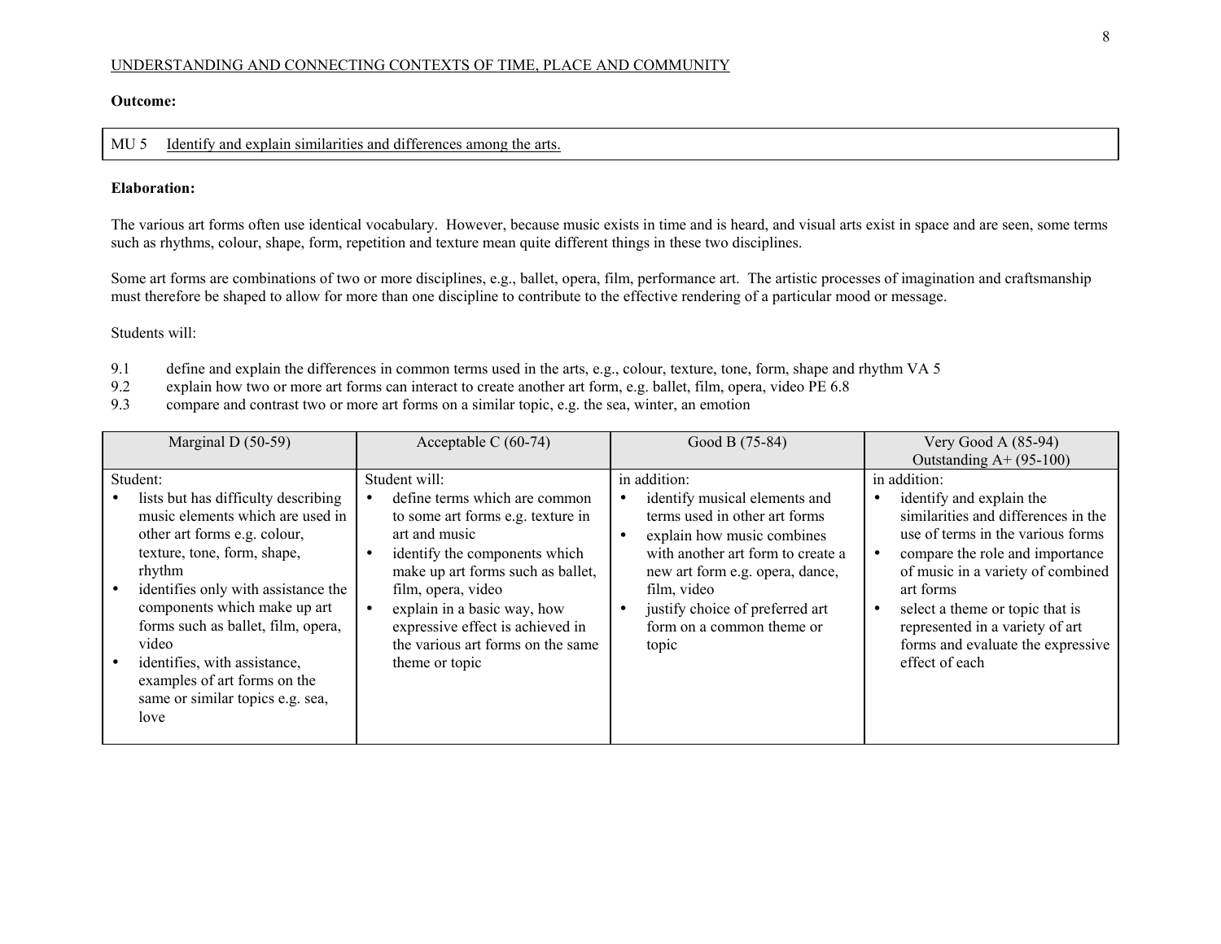UNDERSTANDING AND CONNECTING CONTEXTS OF TIME, PLACE AND COMMUNITY

**Outcome:**

| MU 5 Identify and explain similarities and differences among the arts. |
|---|

**Elaboration:**

The various art forms often use identical vocabulary. However, because music exists in time and is heard, and visual arts exist in space and are seen, some terms such as rhythms, colour, shape, form, repetition and texture mean quite different things in these two disciplines.

Some art forms are combinations of two or more disciplines, e.g., ballet, opera, film, performance art. The artistic processes of imagination and craftsmanship must therefore be shaped to allow for more than one discipline to contribute to the effective rendering of a particular mood or message.

Students will:

- 9.1 define and explain the differences in common terms used in the arts, e.g., colour, texture, tone, form, shape and rhythm VA 5
- 9.2 explain how two or more art forms can interact to create another art form, e.g. ballet, film, opera, video PE 6.8
- 9.3 compare and contrast two or more art forms on a similar topic, e.g. the sea, winter, an emotion

| Marginal D (50-59) | Acceptable C (60-74) | Good B (75-84) | Very Good A (85-94) Outstanding A+ (95-100) |
|---|---|---|---|
| Student:<br>• lists but has difficulty describing music elements which are used in other art forms e.g. colour, texture, tone, form, shape, rhythm<br>• identifies only with assistance the components which make up art forms such as ballet, film, opera, video<br>• identifies, with assistance, examples of art forms on the same or similar topics e.g. sea, love | Student will:<br>• define terms which are common to some art forms e.g. texture in art and music<br>• identify the components which make up art forms such as ballet, film, opera, video<br>• explain in a basic way, how expressive effect is achieved in the various art forms on the same theme or topic | in addition:<br>• identify musical elements and terms used in other art forms<br>• explain how music combines with another art form to create a new art form e.g. opera, dance, film, video<br>• justify choice of preferred art form on a common theme or topic | in addition:<br>• identify and explain the similarities and differences in the use of terms in the various forms<br>• compare the role and importance of music in a variety of combined art forms<br>• select a theme or topic that is represented in a variety of art forms and evaluate the expressive effect of each |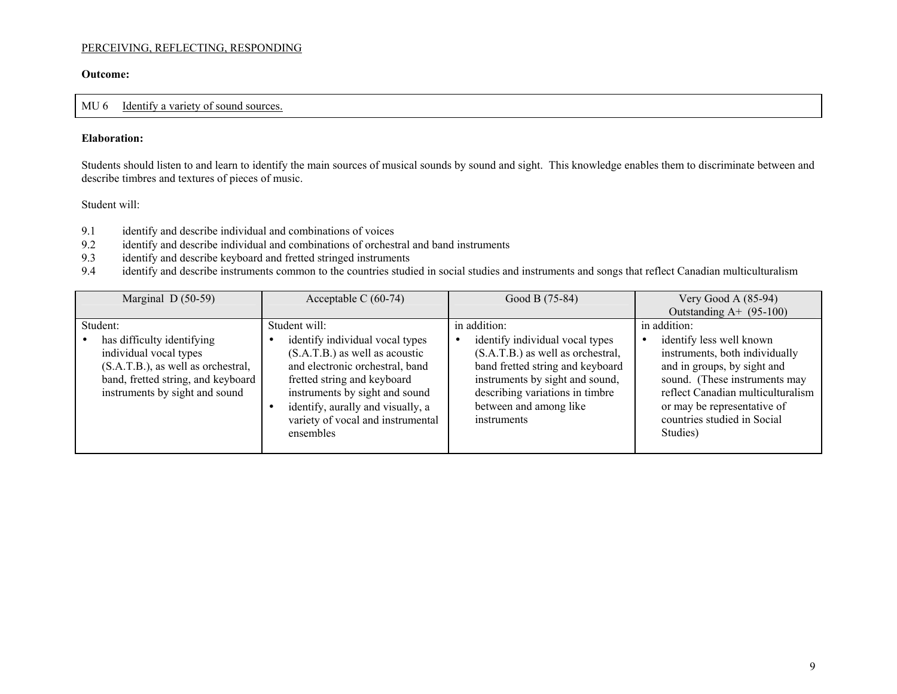PERCEIVING, REFLECTING, RESPONDING

**Outcome:**

| MU 6 Identify a variety of sound sources. |
|---|

**Elaboration:**

Students should listen to and learn to identify the main sources of musical sounds by sound and sight. This knowledge enables them to discriminate between and describe timbres and textures of pieces of music.

Student will:

- 9.1 identify and describe individual and combinations of voices
- 9.2 identify and describe individual and combinations of orchestral and band instruments
- 9.3 identify and describe keyboard and fretted stringed instruments
- 9.4 identify and describe instruments common to the countries studied in social studies and instruments and songs that reflect Canadian multiculturalism

| Marginal D (50-59) | Acceptable C (60-74) | Good B (75-84) | Very Good A (85-94) Outstanding A+ (95-100) |
|---|---|---|---|
| Student:<br>• has difficulty identifying individual vocal types (S.A.T.B.), as well as orchestral, band, fretted string, and keyboard instruments by sight and sound | Student will:<br>• identify individual vocal types (S.A.T.B.) as well as acoustic and electronic orchestral, band fretted string and keyboard instruments by sight and sound<br>• identify, aurally and visually, a variety of vocal and instrumental ensembles | in addition:<br>• identify individual vocal types (S.A.T.B.) as well as orchestral, band fretted string and keyboard instruments by sight and sound, describing variations in timbre between and among like instruments | in addition:<br>• identify less well known instruments, both individually and in groups, by sight and sound. (These instruments may reflect Canadian multiculturalism or may be representative of countries studied in Social Studies) |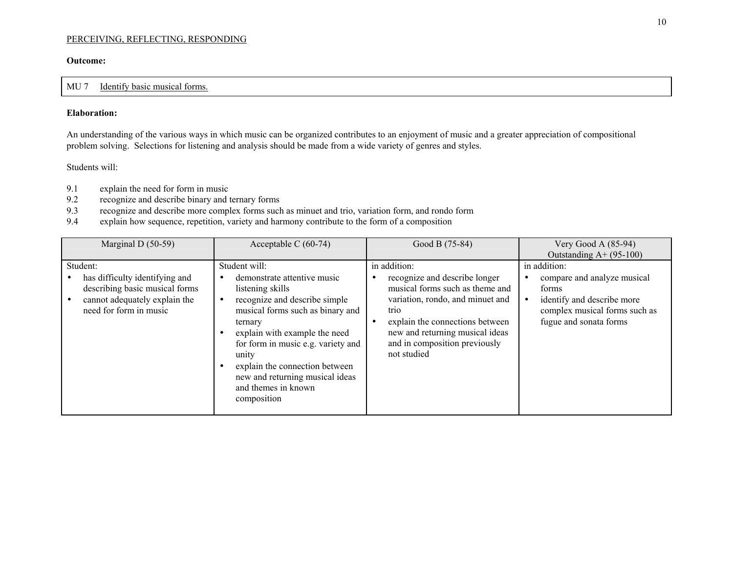PERCEIVING, REFLECTING, RESPONDING

**Outcome:**

| MU 7 Identify basic musical forms. |
|---|

**Elaboration:**

An understanding of the various ways in which music can be organized contributes to an enjoyment of music and a greater appreciation of compositional problem solving. Selections for listening and analysis should be made from a wide variety of genres and styles.

Students will:

- 9.1 explain the need for form in music
- 9.2 recognize and describe binary and ternary forms
- 9.3 recognize and describe more complex forms such as minuet and trio, variation form, and rondo form
- 9.4 explain how sequence, repetition, variety and harmony contribute to the form of a composition

| Marginal D (50-59) | Acceptable C (60-74) | Good B (75-84) | Very Good A (85-94) Outstanding A+ (95-100) |
|---|---|---|---|
| Student:<br>• has difficulty identifying and describing basic musical forms<br>• cannot adequately explain the need for form in music | Student will:<br>• demonstrate attentive music listening skills<br>• recognize and describe simple musical forms such as binary and ternary<br>• explain with example the need for form in music e.g. variety and unity<br>• explain the connection between new and returning musical ideas and themes in known composition | in addition:<br>• recognize and describe longer musical forms such as theme and variation, rondo, and minuet and trio<br>• explain the connections between new and returning musical ideas and in composition previously not studied | in addition:<br>• compare and analyze musical forms<br>• identify and describe more complex musical forms such as fugue and sonata forms |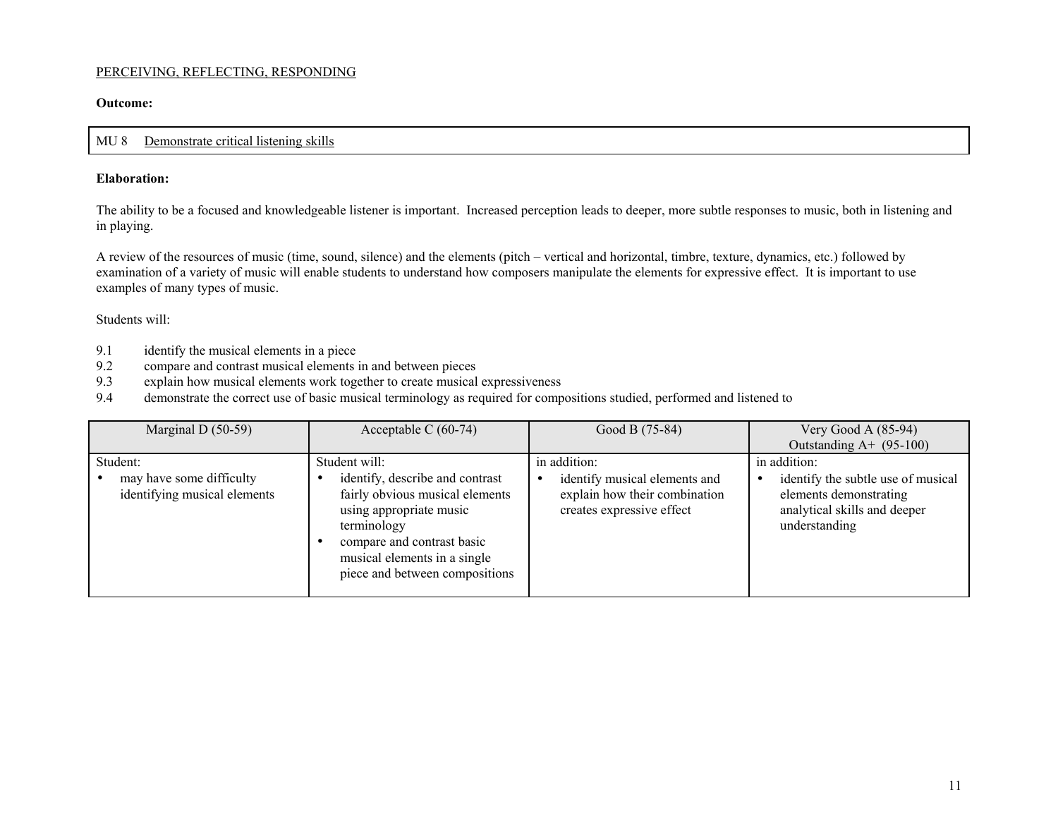PERCEIVING, REFLECTING, RESPONDING

**Outcome:**

| MU 8 Demonstrate critical listening skills |
|---|

**Elaboration:**

The ability to be a focused and knowledgeable listener is important. Increased perception leads to deeper, more subtle responses to music, both in listening and in playing.

A review of the resources of music (time, sound, silence) and the elements (pitch – vertical and horizontal, timbre, texture, dynamics, etc.) followed by examination of a variety of music will enable students to understand how composers manipulate the elements for expressive effect. It is important to use examples of many types of music.

Students will:

9.1 identify the musical elements in a piece
9.2 compare and contrast musical elements in and between pieces
9.3 explain how musical elements work together to create musical expressiveness
9.4 demonstrate the correct use of basic musical terminology as required for compositions studied, performed and listened to

| Marginal D (50-59) | Acceptable C (60-74) | Good B (75-84) | Very Good A (85-94) Outstanding A+ (95-100) |
|---|---|---|---|
| Student:<br>• may have some difficulty identifying musical elements | Student will:<br>• identify, describe and contrast fairly obvious musical elements using appropriate music terminology<br>• compare and contrast basic musical elements in a single piece and between compositions | in addition:<br>• identify musical elements and explain how their combination creates expressive effect | in addition:<br>• identify the subtle use of musical elements demonstrating analytical skills and deeper understanding |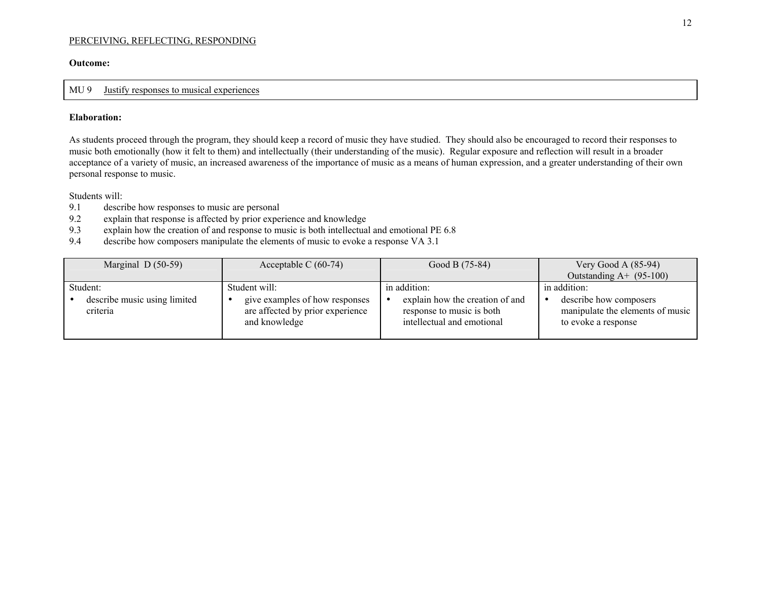PERCEIVING, REFLECTING, RESPONDING

**Outcome:**

| MU 9 | Justify responses to musical experiences |
|---|---|

**Elaboration:**

As students proceed through the program, they should keep a record of music they have studied. They should also be encouraged to record their responses to music both emotionally (how it felt to them) and intellectually (their understanding of the music). Regular exposure and reflection will result in a broader acceptance of a variety of music, an increased awareness of the importance of music as a means of human expression, and a greater understanding of their own personal response to music.

Students will:

- 9.1 describe how responses to music are personal
- 9.2 explain that response is affected by prior experience and knowledge
- 9.3 explain how the creation of and response to music is both intellectual and emotional PE 6.8
- 9.4 describe how composers manipulate the elements of music to evoke a response VA 3.1

| Marginal D (50-59) | Acceptable C (60-74) | Good B (75-84) | Very Good A (85-94)<br>Outstanding A+ (95-100) |
|---|---|---|---|
| Student:<br>• describe music using limited criteria | Student will:<br>• give examples of how responses are affected by prior experience and knowledge | in addition:<br>• explain how the creation of and response to music is both intellectual and emotional | in addition:<br>• describe how composers manipulate the elements of music to evoke a response |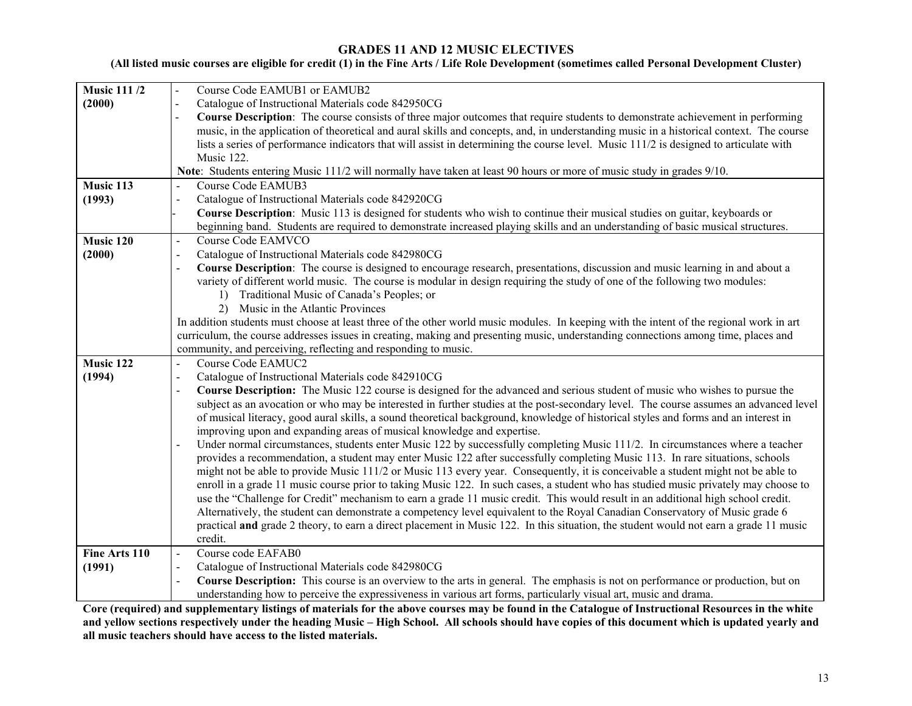# GRADES 11 AND 12 MUSIC ELECTIVES

**(All listed music courses are eligible for credit (1) in the Fine Arts / Life Role Development (sometimes called Personal Development Cluster)**

| Course | Details |
|---|---|
| **Music 111 /2 (2000)** | - Course Code EAMUB1 or EAMUB2<br>- Catalogue of Instructional Materials code 842950CG<br>- **Course Description**: The course consists of three major outcomes that require students to demonstrate achievement in performing music, in the application of theoretical and aural skills and concepts, and, in understanding music in a historical context. The course lists a series of performance indicators that will assist in determining the course level. Music 111/2 is designed to articulate with Music 122.<br>**Note**: Students entering Music 111/2 will normally have taken at least 90 hours or more of music study in grades 9/10. |
| **Music 113 (1993)** | - Course Code EAMUB3<br>- Catalogue of Instructional Materials code 842920CG<br>- **Course Description**: Music 113 is designed for students who wish to continue their musical studies on guitar, keyboards or beginning band. Students are required to demonstrate increased playing skills and an understanding of basic musical structures. |
| **Music 120 (2000)** | - Course Code EAMVCO<br>- Catalogue of Instructional Materials code 842980CG<br>- **Course Description**: The course is designed to encourage research, presentations, discussion and music learning in and about a variety of different world music. The course is modular in design requiring the study of one of the following two modules:<br>1) Traditional Music of Canada's Peoples; or<br>2) Music in the Atlantic Provinces<br>In addition students must choose at least three of the other world music modules. In keeping with the intent of the regional work in art curriculum, the course addresses issues in creating, making and presenting music, understanding connections among time, places and community, and perceiving, reflecting and responding to music. |
| **Music 122 (1994)** | - Course Code EAMUC2<br>- Catalogue of Instructional Materials code 842910CG<br>- **Course Description:** The Music 122 course is designed for the advanced and serious student of music who wishes to pursue the subject as an avocation or who may be interested in further studies at the post-secondary level. The course assumes an advanced level of musical literacy, good aural skills, a sound theoretical background, knowledge of historical styles and forms and an interest in improving upon and expanding areas of musical knowledge and expertise.<br>- Under normal circumstances, students enter Music 122 by successfully completing Music 111/2. In circumstances where a teacher provides a recommendation, a student may enter Music 122 after successfully completing Music 113. In rare situations, schools might not be able to provide Music 111/2 or Music 113 every year. Consequently, it is conceivable a student might not be able to enroll in a grade 11 music course prior to taking Music 122. In such cases, a student who has studied music privately may choose to use the "Challenge for Credit" mechanism to earn a grade 11 music credit. This would result in an additional high school credit. Alternatively, the student can demonstrate a competency level equivalent to the Royal Canadian Conservatory of Music grade 6 practical **and** grade 2 theory, to earn a direct placement in Music 122. In this situation, the student would not earn a grade 11 music credit. |
| **Fine Arts 110 (1991)** | - Course code EAFAB0<br>- Catalogue of Instructional Materials code 842980CG<br>- **Course Description:** This course is an overview to the arts in general. The emphasis is not on performance or production, but on understanding how to perceive the expressiveness in various art forms, particularly visual art, music and drama. |

**Core (required) and supplementary listings of materials for the above courses may be found in the Catalogue of Instructional Resources in the white and yellow sections respectively under the heading Music – High School. All schools should have copies of this document which is updated yearly and all music teachers should have access to the listed materials.**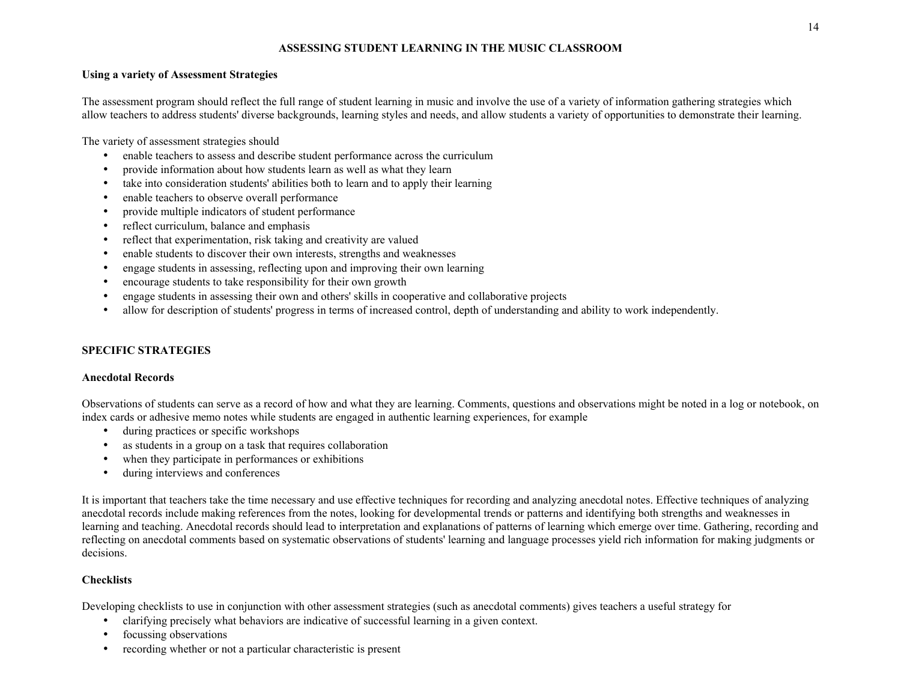# ASSESSING STUDENT LEARNING IN THE MUSIC CLASSROOM

**Using a variety of Assessment Strategies**

The assessment program should reflect the full range of student learning in music and involve the use of a variety of information gathering strategies which allow teachers to address students' diverse backgrounds, learning styles and needs, and allow students a variety of opportunities to demonstrate their learning.

The variety of assessment strategies should

- enable teachers to assess and describe student performance across the curriculum
- provide information about how students learn as well as what they learn
- take into consideration students' abilities both to learn and to apply their learning
- enable teachers to observe overall performance
- provide multiple indicators of student performance
- reflect curriculum, balance and emphasis
- reflect that experimentation, risk taking and creativity are valued
- enable students to discover their own interests, strengths and weaknesses
- engage students in assessing, reflecting upon and improving their own learning
- encourage students to take responsibility for their own growth
- engage students in assessing their own and others' skills in cooperative and collaborative projects
- allow for description of students' progress in terms of increased control, depth of understanding and ability to work independently.

## SPECIFIC STRATEGIES

**Anecdotal Records**

Observations of students can serve as a record of how and what they are learning. Comments, questions and observations might be noted in a log or notebook, on index cards or adhesive memo notes while students are engaged in authentic learning experiences, for example

- during practices or specific workshops
- as students in a group on a task that requires collaboration
- when they participate in performances or exhibitions
- during interviews and conferences

It is important that teachers take the time necessary and use effective techniques for recording and analyzing anecdotal notes. Effective techniques of analyzing anecdotal records include making references from the notes, looking for developmental trends or patterns and identifying both strengths and weaknesses in learning and teaching. Anecdotal records should lead to interpretation and explanations of patterns of learning which emerge over time. Gathering, recording and reflecting on anecdotal comments based on systematic observations of students' learning and language processes yield rich information for making judgments or decisions.

**Checklists**

Developing checklists to use in conjunction with other assessment strategies (such as anecdotal comments) gives teachers a useful strategy for

- clarifying precisely what behaviors are indicative of successful learning in a given context.
- focussing observations
- recording whether or not a particular characteristic is present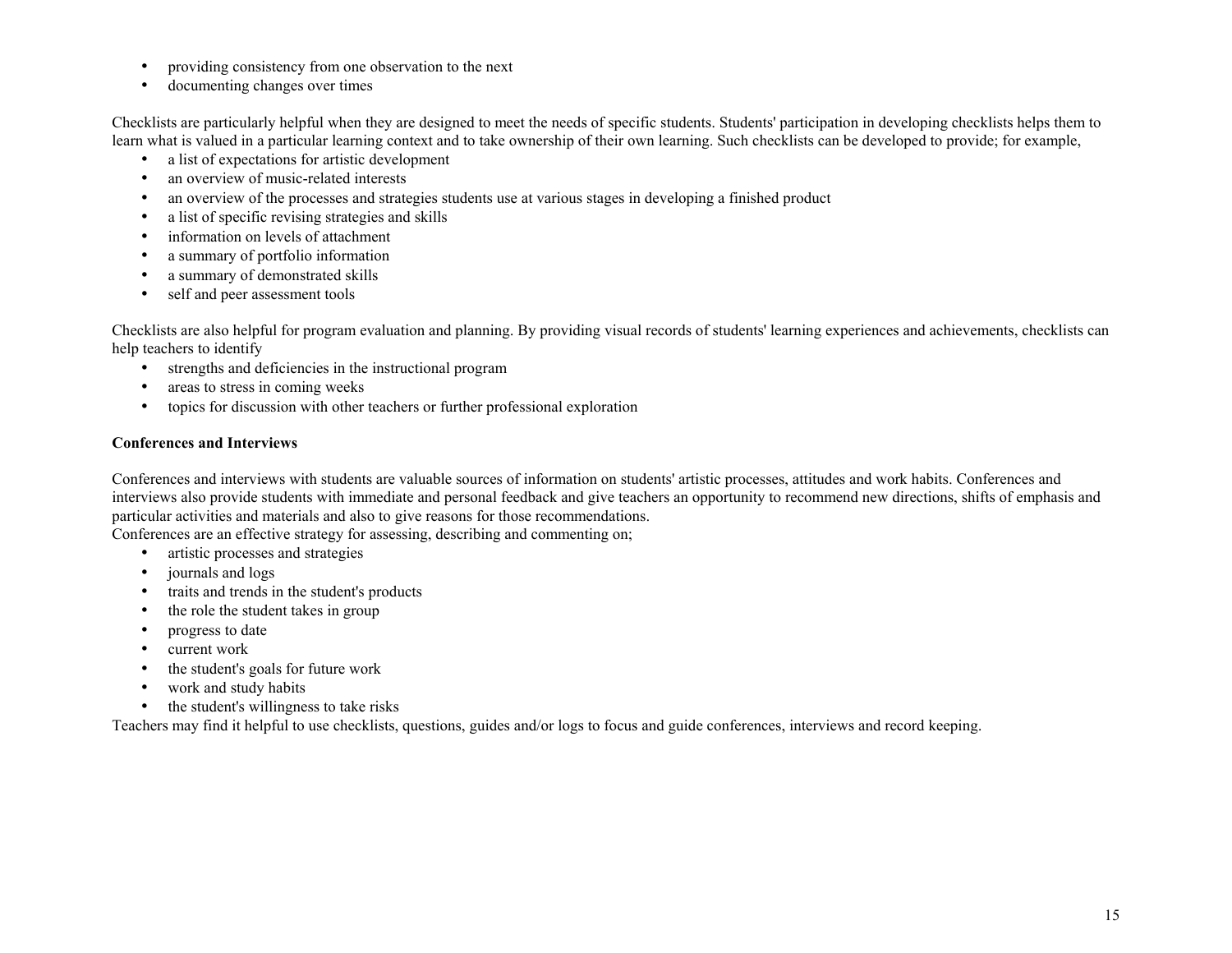- providing consistency from one observation to the next
- documenting changes over times

Checklists are particularly helpful when they are designed to meet the needs of specific students. Students' participation in developing checklists helps them to learn what is valued in a particular learning context and to take ownership of their own learning. Such checklists can be developed to provide; for example,

- a list of expectations for artistic development
- an overview of music-related interests
- an overview of the processes and strategies students use at various stages in developing a finished product
- a list of specific revising strategies and skills
- information on levels of attachment
- a summary of portfolio information
- a summary of demonstrated skills
- self and peer assessment tools

Checklists are also helpful for program evaluation and planning. By providing visual records of students' learning experiences and achievements, checklists can help teachers to identify

- strengths and deficiencies in the instructional program
- areas to stress in coming weeks
- topics for discussion with other teachers or further professional exploration

**Conferences and Interviews**

Conferences and interviews with students are valuable sources of information on students' artistic processes, attitudes and work habits. Conferences and interviews also provide students with immediate and personal feedback and give teachers an opportunity to recommend new directions, shifts of emphasis and particular activities and materials and also to give reasons for those recommendations.
Conferences are an effective strategy for assessing, describing and commenting on;

- artistic processes and strategies
- journals and logs
- traits and trends in the student's products
- the role the student takes in group
- progress to date
- current work
- the student's goals for future work
- work and study habits
- the student's willingness to take risks

Teachers may find it helpful to use checklists, questions, guides and/or logs to focus and guide conferences, interviews and record keeping.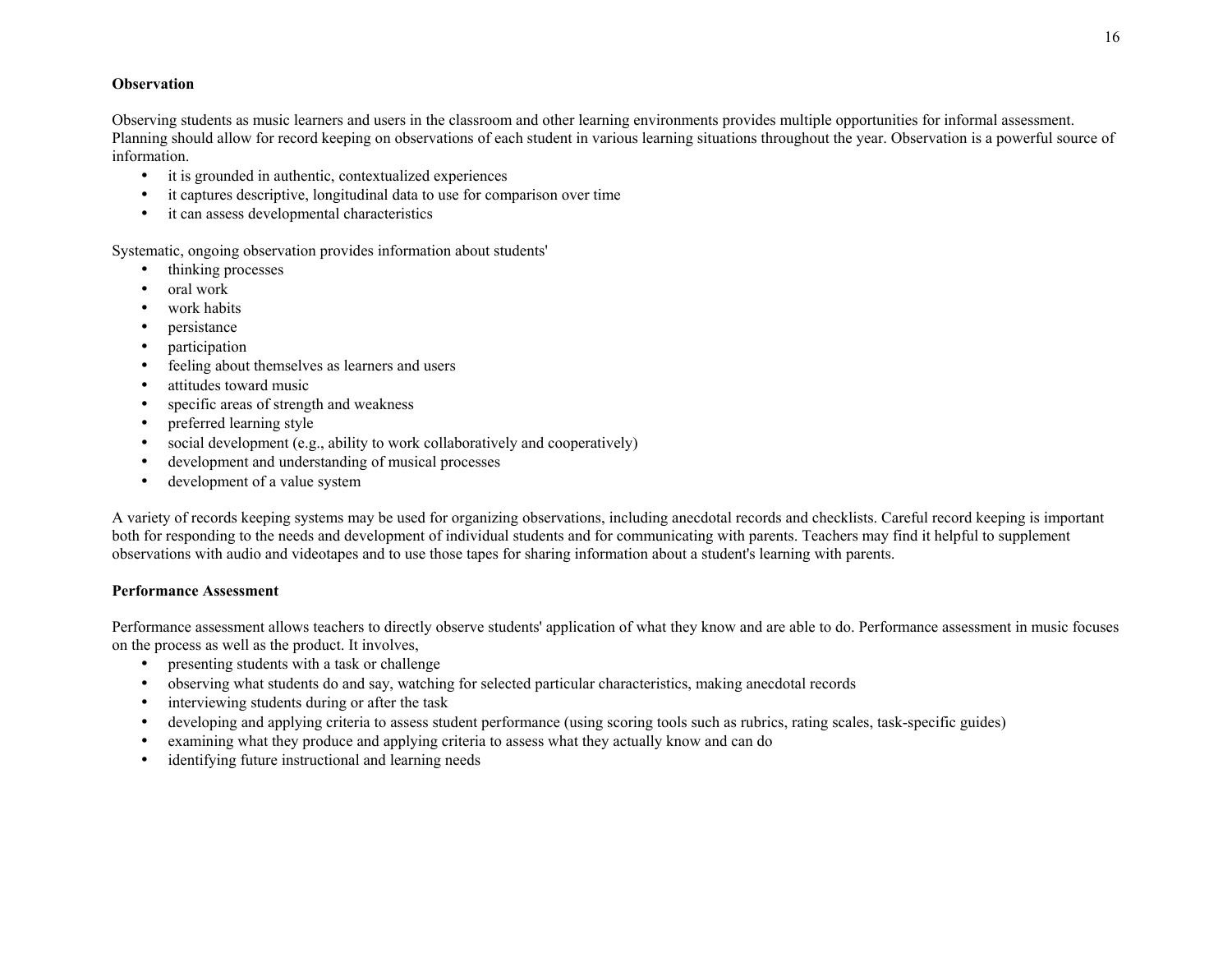**Observation**

Observing students as music learners and users in the classroom and other learning environments provides multiple opportunities for informal assessment. Planning should allow for record keeping on observations of each student in various learning situations throughout the year. Observation is a powerful source of information.

- it is grounded in authentic, contextualized experiences
- it captures descriptive, longitudinal data to use for comparison over time
- it can assess developmental characteristics

Systematic, ongoing observation provides information about students'

- thinking processes
- oral work
- work habits
- persistance
- participation
- feeling about themselves as learners and users
- attitudes toward music
- specific areas of strength and weakness
- preferred learning style
- social development (e.g., ability to work collaboratively and cooperatively)
- development and understanding of musical processes
- development of a value system

A variety of records keeping systems may be used for organizing observations, including anecdotal records and checklists. Careful record keeping is important both for responding to the needs and development of individual students and for communicating with parents. Teachers may find it helpful to supplement observations with audio and videotapes and to use those tapes for sharing information about a student's learning with parents.

**Performance Assessment**

Performance assessment allows teachers to directly observe students' application of what they know and are able to do. Performance assessment in music focuses on the process as well as the product. It involves,

- presenting students with a task or challenge
- observing what students do and say, watching for selected particular characteristics, making anecdotal records
- interviewing students during or after the task
- developing and applying criteria to assess student performance (using scoring tools such as rubrics, rating scales, task-specific guides)
- examining what they produce and applying criteria to assess what they actually know and can do
- identifying future instructional and learning needs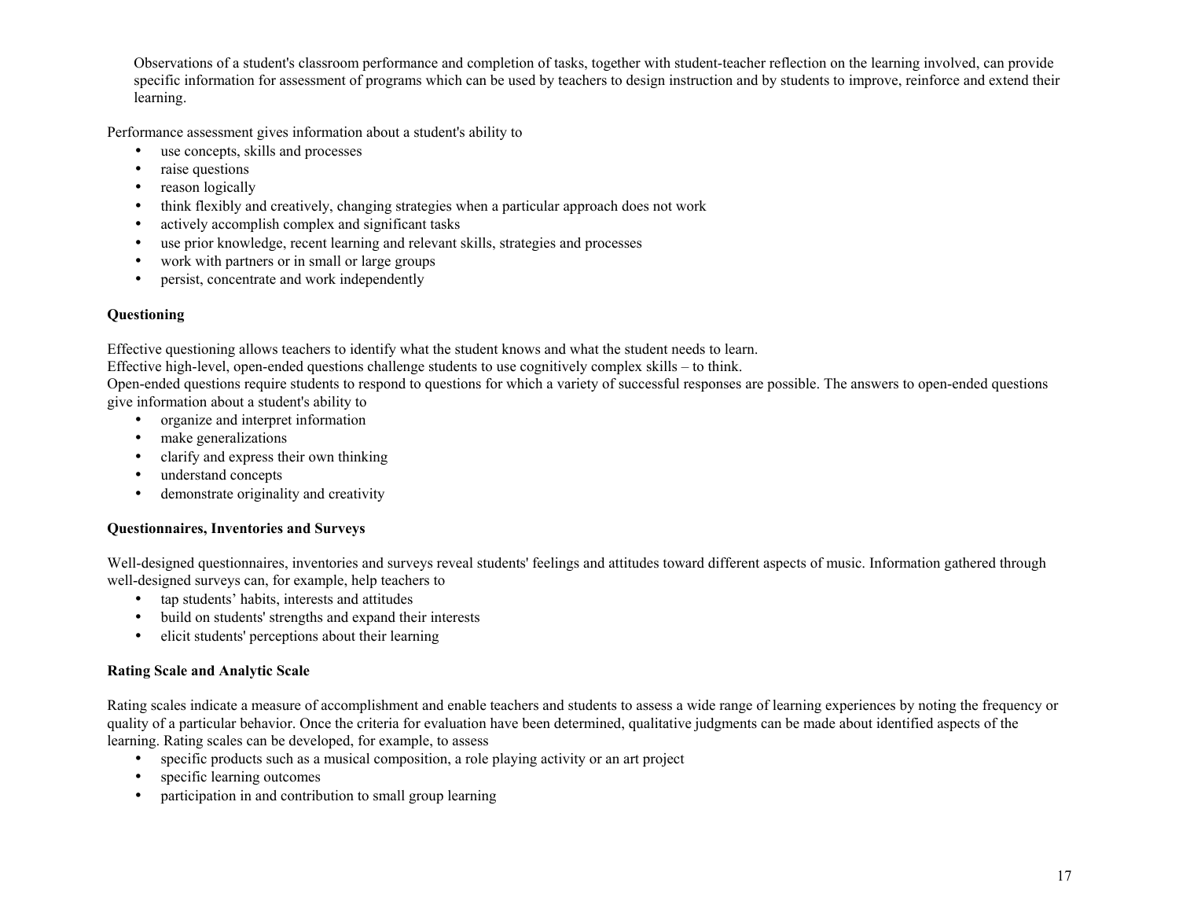Observations of a student's classroom performance and completion of tasks, together with student-teacher reflection on the learning involved, can provide specific information for assessment of programs which can be used by teachers to design instruction and by students to improve, reinforce and extend their learning.

Performance assessment gives information about a student's ability to

- use concepts, skills and processes
- raise questions
- reason logically
- think flexibly and creatively, changing strategies when a particular approach does not work
- actively accomplish complex and significant tasks
- use prior knowledge, recent learning and relevant skills, strategies and processes
- work with partners or in small or large groups
- persist, concentrate and work independently

**Questioning**

Effective questioning allows teachers to identify what the student knows and what the student needs to learn.
Effective high-level, open-ended questions challenge students to use cognitively complex skills – to think.
Open-ended questions require students to respond to questions for which a variety of successful responses are possible. The answers to open-ended questions give information about a student's ability to

- organize and interpret information
- make generalizations
- clarify and express their own thinking
- understand concepts
- demonstrate originality and creativity

**Questionnaires, Inventories and Surveys**

Well-designed questionnaires, inventories and surveys reveal students' feelings and attitudes toward different aspects of music. Information gathered through well-designed surveys can, for example, help teachers to

- tap students' habits, interests and attitudes
- build on students' strengths and expand their interests
- elicit students' perceptions about their learning

**Rating Scale and Analytic Scale**

Rating scales indicate a measure of accomplishment and enable teachers and students to assess a wide range of learning experiences by noting the frequency or quality of a particular behavior. Once the criteria for evaluation have been determined, qualitative judgments can be made about identified aspects of the learning. Rating scales can be developed, for example, to assess

- specific products such as a musical composition, a role playing activity or an art project
- specific learning outcomes
- participation in and contribution to small group learning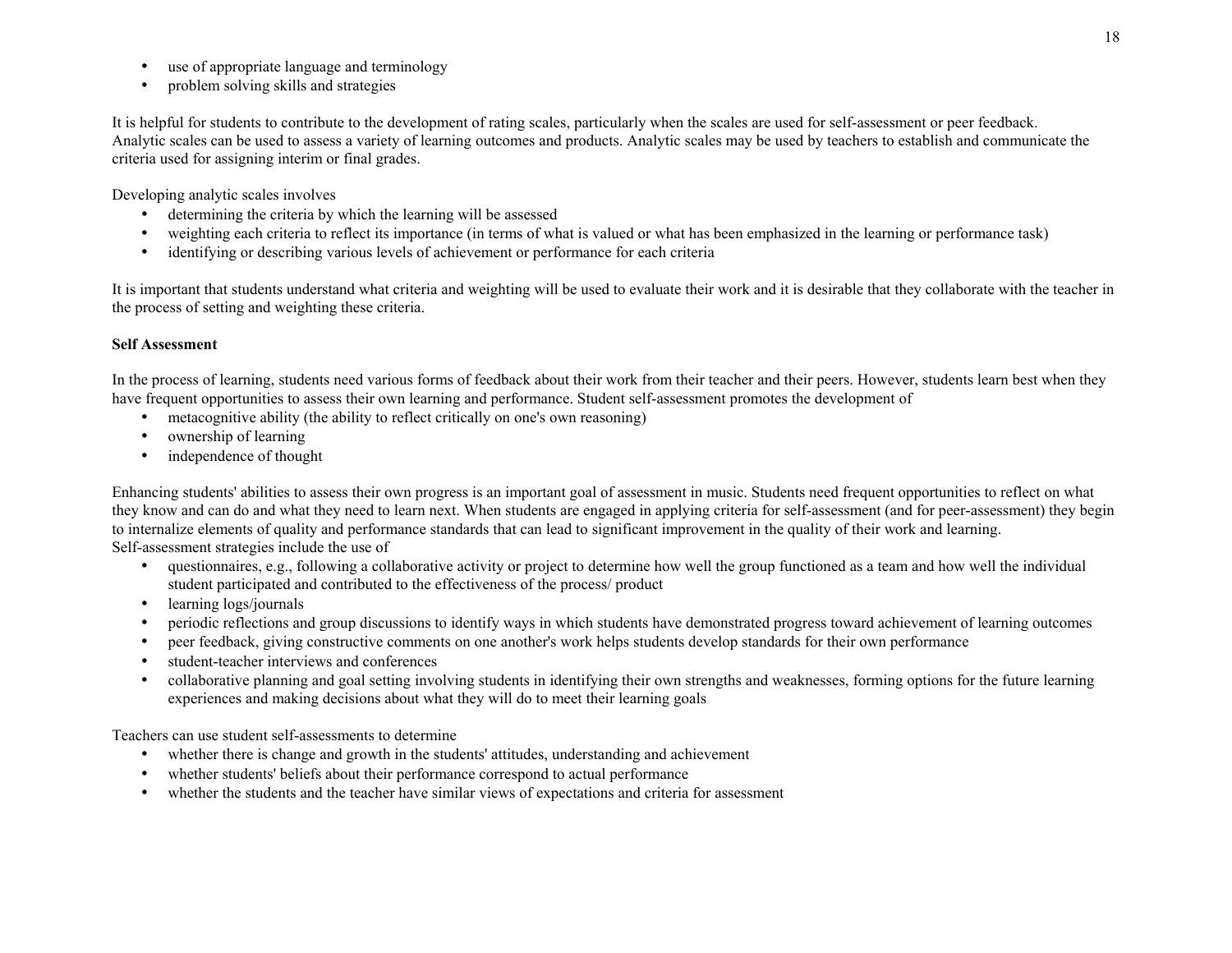- use of appropriate language and terminology
- problem solving skills and strategies

It is helpful for students to contribute to the development of rating scales, particularly when the scales are used for self-assessment or peer feedback. Analytic scales can be used to assess a variety of learning outcomes and products. Analytic scales may be used by teachers to establish and communicate the criteria used for assigning interim or final grades.

Developing analytic scales involves

- determining the criteria by which the learning will be assessed
- weighting each criteria to reflect its importance (in terms of what is valued or what has been emphasized in the learning or performance task)
- identifying or describing various levels of achievement or performance for each criteria

It is important that students understand what criteria and weighting will be used to evaluate their work and it is desirable that they collaborate with the teacher in the process of setting and weighting these criteria.

**Self Assessment**

In the process of learning, students need various forms of feedback about their work from their teacher and their peers. However, students learn best when they have frequent opportunities to assess their own learning and performance. Student self-assessment promotes the development of

- metacognitive ability (the ability to reflect critically on one's own reasoning)
- ownership of learning
- independence of thought

Enhancing students' abilities to assess their own progress is an important goal of assessment in music. Students need frequent opportunities to reflect on what they know and can do and what they need to learn next. When students are engaged in applying criteria for self-assessment (and for peer-assessment) they begin to internalize elements of quality and performance standards that can lead to significant improvement in the quality of their work and learning.
Self-assessment strategies include the use of

- questionnaires, e.g., following a collaborative activity or project to determine how well the group functioned as a team and how well the individual student participated and contributed to the effectiveness of the process/ product
- learning logs/journals
- periodic reflections and group discussions to identify ways in which students have demonstrated progress toward achievement of learning outcomes
- peer feedback, giving constructive comments on one another's work helps students develop standards for their own performance
- student-teacher interviews and conferences
- collaborative planning and goal setting involving students in identifying their own strengths and weaknesses, forming options for the future learning experiences and making decisions about what they will do to meet their learning goals

Teachers can use student self-assessments to determine

- whether there is change and growth in the students' attitudes, understanding and achievement
- whether students' beliefs about their performance correspond to actual performance
- whether the students and the teacher have similar views of expectations and criteria for assessment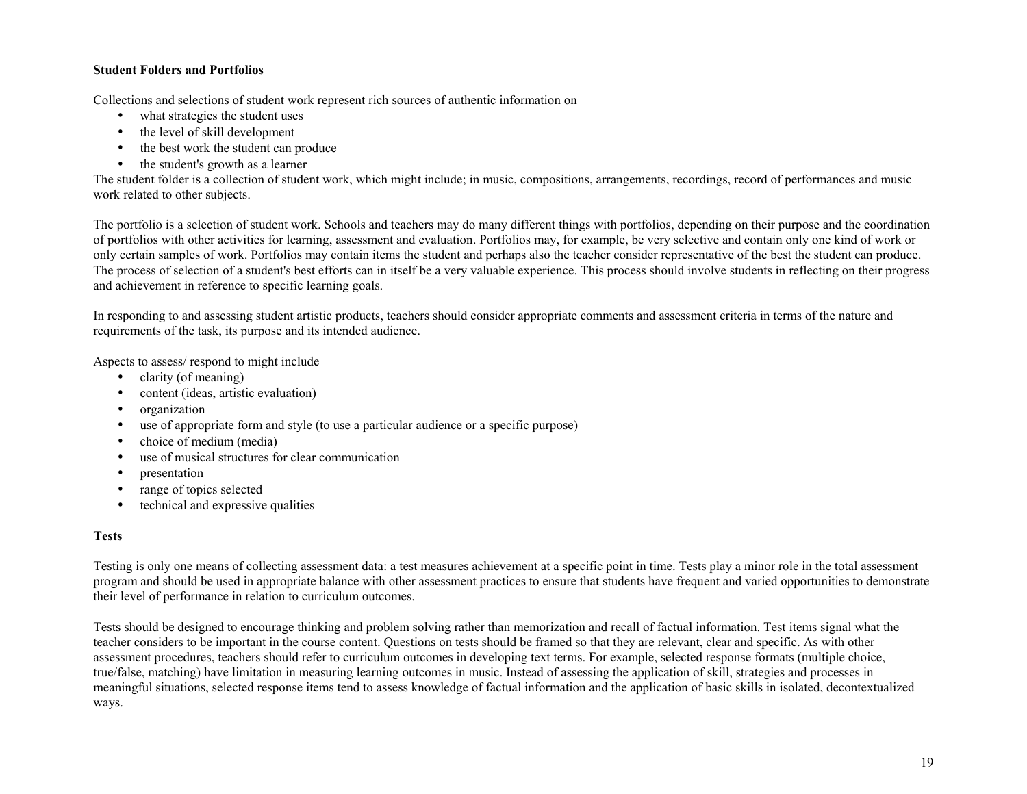**Student Folders and Portfolios**

Collections and selections of student work represent rich sources of authentic information on

- what strategies the student uses
- the level of skill development
- the best work the student can produce
- the student's growth as a learner

The student folder is a collection of student work, which might include; in music, compositions, arrangements, recordings, record of performances and music work related to other subjects.

The portfolio is a selection of student work. Schools and teachers may do many different things with portfolios, depending on their purpose and the coordination of portfolios with other activities for learning, assessment and evaluation. Portfolios may, for example, be very selective and contain only one kind of work or only certain samples of work. Portfolios may contain items the student and perhaps also the teacher consider representative of the best the student can produce. The process of selection of a student's best efforts can in itself be a very valuable experience. This process should involve students in reflecting on their progress and achievement in reference to specific learning goals.

In responding to and assessing student artistic products, teachers should consider appropriate comments and assessment criteria in terms of the nature and requirements of the task, its purpose and its intended audience.

Aspects to assess/ respond to might include

- clarity (of meaning)
- content (ideas, artistic evaluation)
- organization
- use of appropriate form and style (to use a particular audience or a specific purpose)
- choice of medium (media)
- use of musical structures for clear communication
- presentation
- range of topics selected
- technical and expressive qualities

**Tests**

Testing is only one means of collecting assessment data: a test measures achievement at a specific point in time. Tests play a minor role in the total assessment program and should be used in appropriate balance with other assessment practices to ensure that students have frequent and varied opportunities to demonstrate their level of performance in relation to curriculum outcomes.

Tests should be designed to encourage thinking and problem solving rather than memorization and recall of factual information. Test items signal what the teacher considers to be important in the course content. Questions on tests should be framed so that they are relevant, clear and specific. As with other assessment procedures, teachers should refer to curriculum outcomes in developing text terms. For example, selected response formats (multiple choice, true/false, matching) have limitation in measuring learning outcomes in music. Instead of assessing the application of skill, strategies and processes in meaningful situations, selected response items tend to assess knowledge of factual information and the application of basic skills in isolated, decontextualized ways.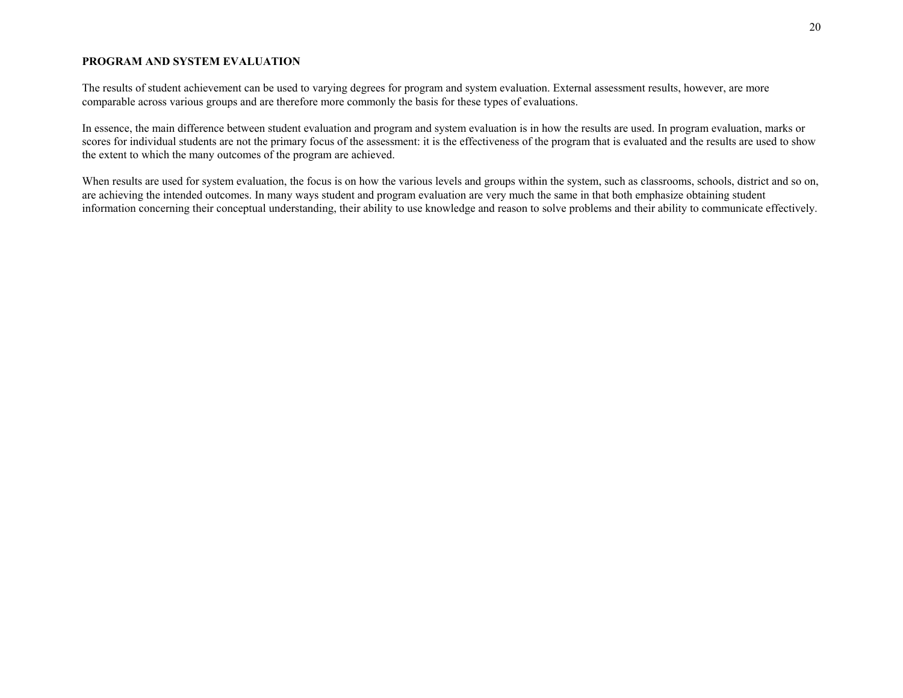**PROGRAM AND SYSTEM EVALUATION**

The results of student achievement can be used to varying degrees for program and system evaluation. External assessment results, however, are more comparable across various groups and are therefore more commonly the basis for these types of evaluations.

In essence, the main difference between student evaluation and program and system evaluation is in how the results are used. In program evaluation, marks or scores for individual students are not the primary focus of the assessment: it is the effectiveness of the program that is evaluated and the results are used to show the extent to which the many outcomes of the program are achieved.

When results are used for system evaluation, the focus is on how the various levels and groups within the system, such as classrooms, schools, district and so on, are achieving the intended outcomes. In many ways student and program evaluation are very much the same in that both emphasize obtaining student information concerning their conceptual understanding, their ability to use knowledge and reason to solve problems and their ability to communicate effectively.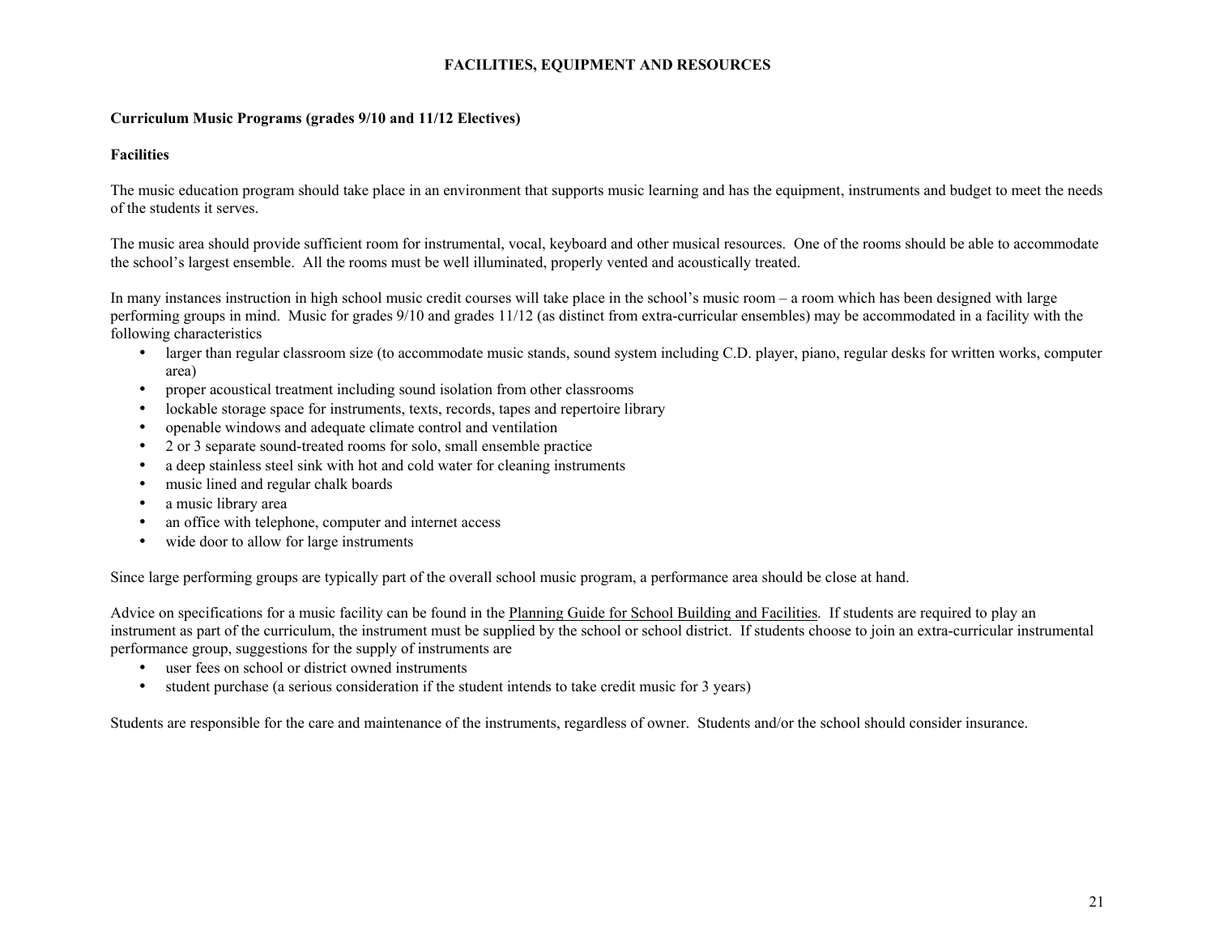# FACILITIES, EQUIPMENT AND RESOURCES

## Curriculum Music Programs (grades 9/10 and 11/12 Electives)

### Facilities

The music education program should take place in an environment that supports music learning and has the equipment, instruments and budget to meet the needs of the students it serves.

The music area should provide sufficient room for instrumental, vocal, keyboard and other musical resources. One of the rooms should be able to accommodate the school's largest ensemble. All the rooms must be well illuminated, properly vented and acoustically treated.

In many instances instruction in high school music credit courses will take place in the school's music room – a room which has been designed with large performing groups in mind. Music for grades 9/10 and grades 11/12 (as distinct from extra-curricular ensembles) may be accommodated in a facility with the following characteristics

- larger than regular classroom size (to accommodate music stands, sound system including C.D. player, piano, regular desks for written works, computer area)
- proper acoustical treatment including sound isolation from other classrooms
- lockable storage space for instruments, texts, records, tapes and repertoire library
- openable windows and adequate climate control and ventilation
- 2 or 3 separate sound-treated rooms for solo, small ensemble practice
- a deep stainless steel sink with hot and cold water for cleaning instruments
- music lined and regular chalk boards
- a music library area
- an office with telephone, computer and internet access
- wide door to allow for large instruments

Since large performing groups are typically part of the overall school music program, a performance area should be close at hand.

Advice on specifications for a music facility can be found in the Planning Guide for School Building and Facilities. If students are required to play an instrument as part of the curriculum, the instrument must be supplied by the school or school district. If students choose to join an extra-curricular instrumental performance group, suggestions for the supply of instruments are

- user fees on school or district owned instruments
- student purchase (a serious consideration if the student intends to take credit music for 3 years)

Students are responsible for the care and maintenance of the instruments, regardless of owner. Students and/or the school should consider insurance.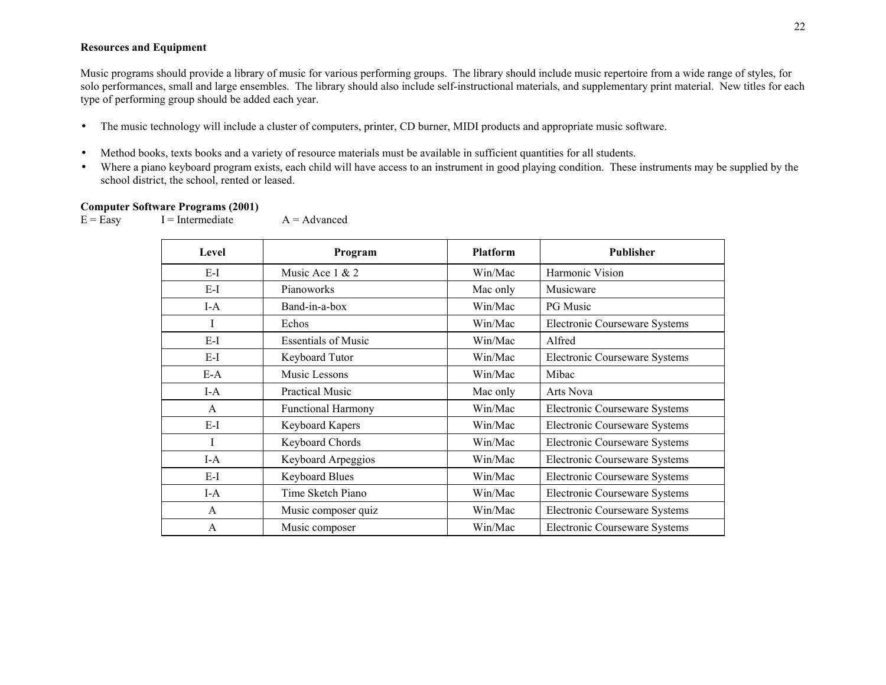**Resources and Equipment**

Music programs should provide a library of music for various performing groups. The library should include music repertoire from a wide range of styles, for solo performances, small and large ensembles. The library should also include self-instructional materials, and supplementary print material. New titles for each type of performing group should be added each year.

- The music technology will include a cluster of computers, printer, CD burner, MIDI products and appropriate music software.

- Method books, texts books and a variety of resource materials must be available in sufficient quantities for all students.
- Where a piano keyboard program exists, each child will have access to an instrument in good playing condition. These instruments may be supplied by the school district, the school, rented or leased.

**Computer Software Programs (2001)**
E = Easy I = Intermediate A = Advanced

| Level | Program | Platform | Publisher |
|---|---|---|---|
| E-I | Music Ace 1 & 2 | Win/Mac | Harmonic Vision |
| E-I | Pianoworks | Mac only | Musicware |
| I-A | Band-in-a-box | Win/Mac | PG Music |
| I | Echos | Win/Mac | Electronic Courseware Systems |
| E-I | Essentials of Music | Win/Mac | Alfred |
| E-I | Keyboard Tutor | Win/Mac | Electronic Courseware Systems |
| E-A | Music Lessons | Win/Mac | Mibac |
| I-A | Practical Music | Mac only | Arts Nova |
| A | Functional Harmony | Win/Mac | Electronic Courseware Systems |
| E-I | Keyboard Kapers | Win/Mac | Electronic Courseware Systems |
| I | Keyboard Chords | Win/Mac | Electronic Courseware Systems |
| I-A | Keyboard Arpeggios | Win/Mac | Electronic Courseware Systems |
| E-I | Keyboard Blues | Win/Mac | Electronic Courseware Systems |
| I-A | Time Sketch Piano | Win/Mac | Electronic Courseware Systems |
| A | Music composer quiz | Win/Mac | Electronic Courseware Systems |
| A | Music composer | Win/Mac | Electronic Courseware Systems |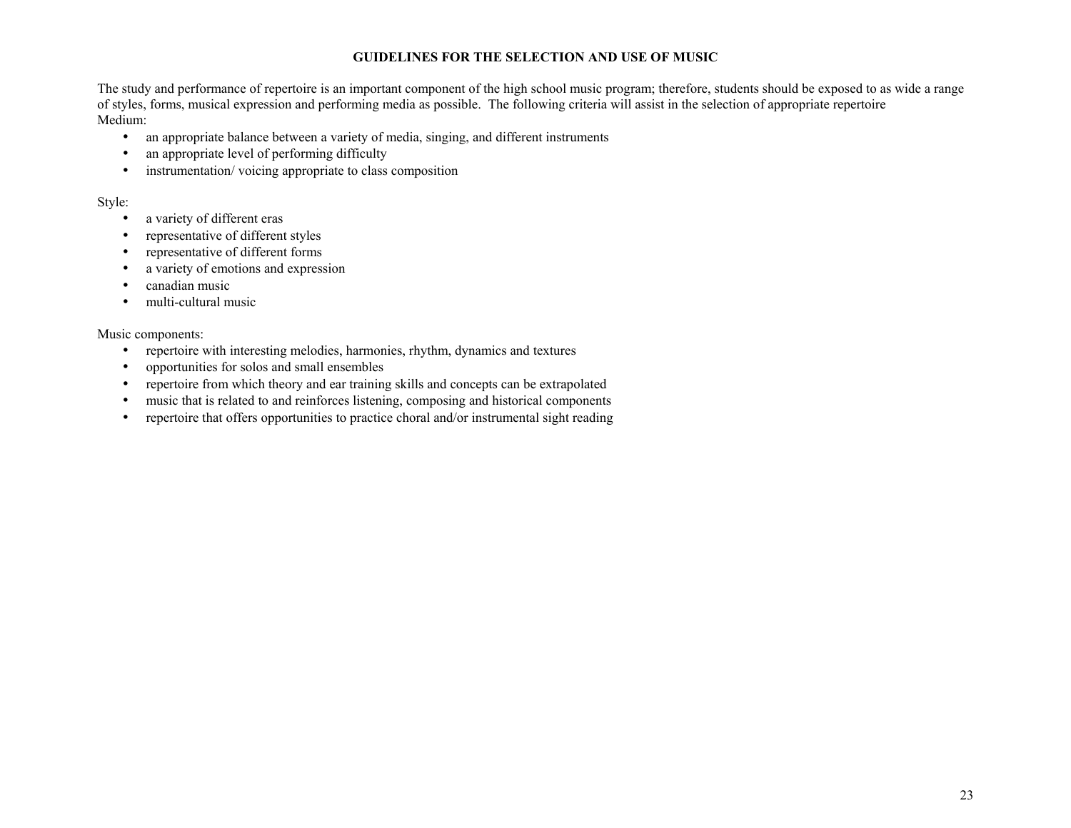## GUIDELINES FOR THE SELECTION AND USE OF MUSIC

The study and performance of repertoire is an important component of the high school music program; therefore, students should be exposed to as wide a range of styles, forms, musical expression and performing media as possible. The following criteria will assist in the selection of appropriate repertoire
Medium:

- an appropriate balance between a variety of media, singing, and different instruments
- an appropriate level of performing difficulty
- instrumentation/ voicing appropriate to class composition

Style:

- a variety of different eras
- representative of different styles
- representative of different forms
- a variety of emotions and expression
- canadian music
- multi-cultural music

Music components:

- repertoire with interesting melodies, harmonies, rhythm, dynamics and textures
- opportunities for solos and small ensembles
- repertoire from which theory and ear training skills and concepts can be extrapolated
- music that is related to and reinforces listening, composing and historical components
- repertoire that offers opportunities to practice choral and/or instrumental sight reading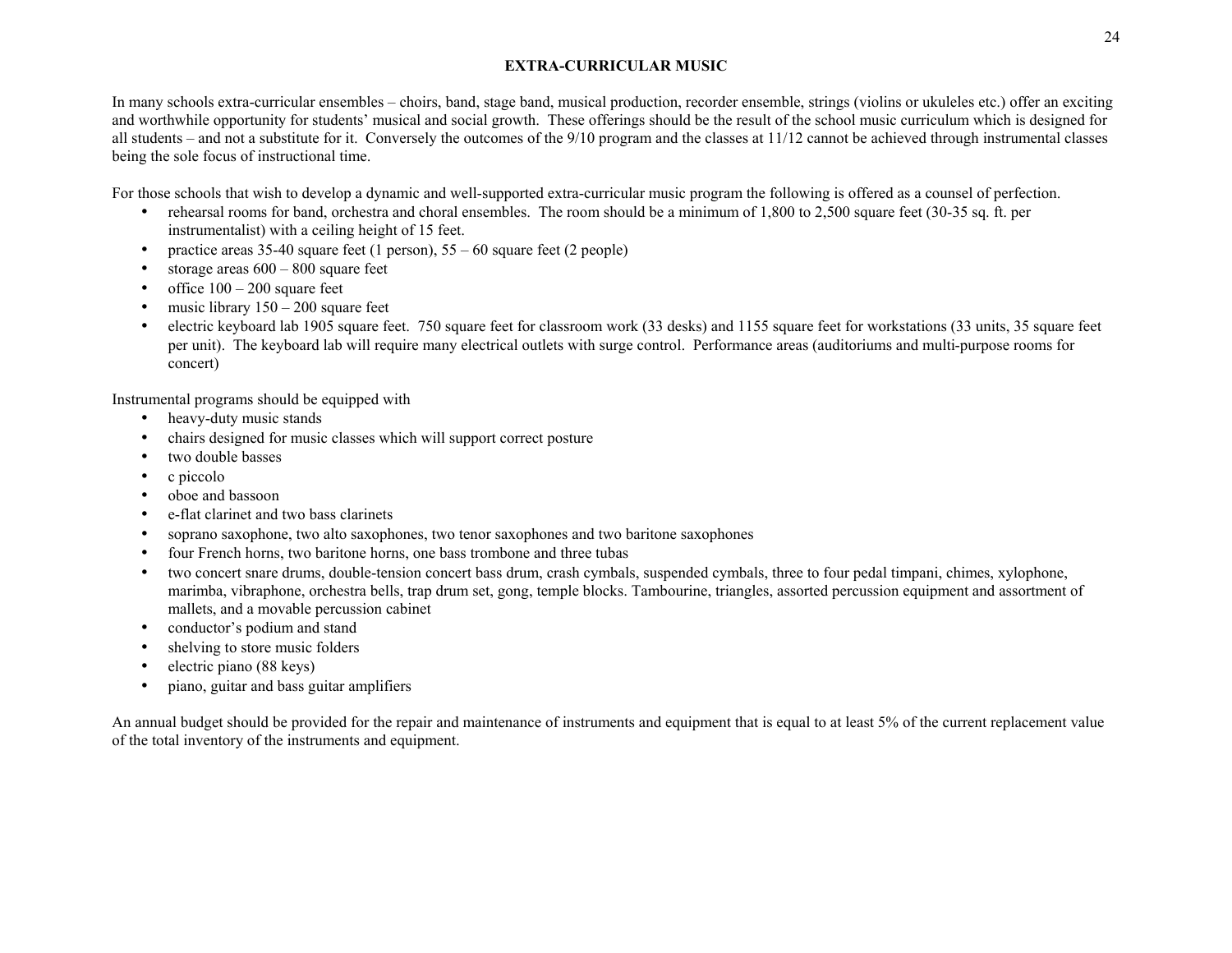# EXTRA-CURRICULAR MUSIC

In many schools extra-curricular ensembles – choirs, band, stage band, musical production, recorder ensemble, strings (violins or ukuleles etc.) offer an exciting and worthwhile opportunity for students' musical and social growth. These offerings should be the result of the school music curriculum which is designed for all students – and not a substitute for it. Conversely the outcomes of the 9/10 program and the classes at 11/12 cannot be achieved through instrumental classes being the sole focus of instructional time.

For those schools that wish to develop a dynamic and well-supported extra-curricular music program the following is offered as a counsel of perfection.

- rehearsal rooms for band, orchestra and choral ensembles. The room should be a minimum of 1,800 to 2,500 square feet (30-35 sq. ft. per instrumentalist) with a ceiling height of 15 feet.
- practice areas 35-40 square feet (1 person), 55 – 60 square feet (2 people)
- storage areas 600 – 800 square feet
- office 100 – 200 square feet
- music library 150 – 200 square feet
- electric keyboard lab 1905 square feet. 750 square feet for classroom work (33 desks) and 1155 square feet for workstations (33 units, 35 square feet per unit). The keyboard lab will require many electrical outlets with surge control. Performance areas (auditoriums and multi-purpose rooms for concert)

Instrumental programs should be equipped with

- heavy-duty music stands
- chairs designed for music classes which will support correct posture
- two double basses
- c piccolo
- oboe and bassoon
- e-flat clarinet and two bass clarinets
- soprano saxophone, two alto saxophones, two tenor saxophones and two baritone saxophones
- four French horns, two baritone horns, one bass trombone and three tubas
- two concert snare drums, double-tension concert bass drum, crash cymbals, suspended cymbals, three to four pedal timpani, chimes, xylophone, marimba, vibraphone, orchestra bells, trap drum set, gong, temple blocks. Tambourine, triangles, assorted percussion equipment and assortment of mallets, and a movable percussion cabinet
- conductor's podium and stand
- shelving to store music folders
- electric piano (88 keys)
- piano, guitar and bass guitar amplifiers

An annual budget should be provided for the repair and maintenance of instruments and equipment that is equal to at least 5% of the current replacement value of the total inventory of the instruments and equipment.